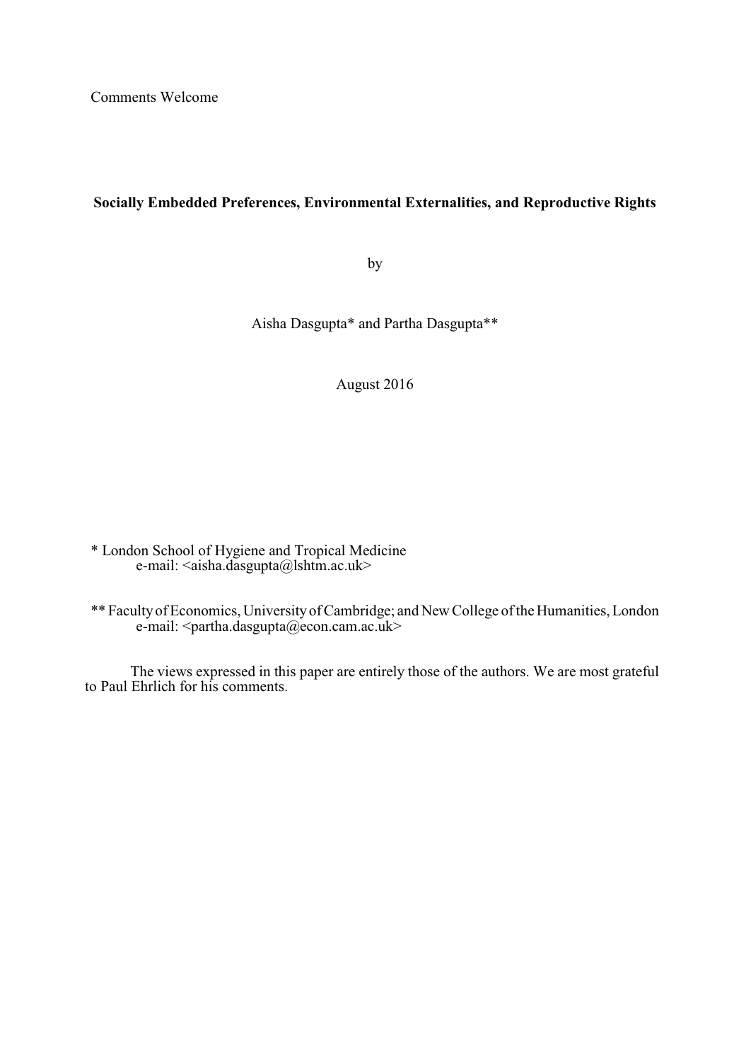Comments Welcome

# Socially Embedded Preferences, Environmental Externalities, and Reproductive Rights

by

Aisha Dasgupta* and Partha Dasgupta**

August 2016

\* London School of Hygiene and Tropical Medicine
e-mail: <aisha.dasgupta@lshtm.ac.uk>

\*\* Faculty of Economics, University of Cambridge; and New College of the Humanities, London
e-mail: <partha.dasgupta@econ.cam.ac.uk>

The views expressed in this paper are entirely those of the authors. We are most grateful to Paul Ehrlich for his comments.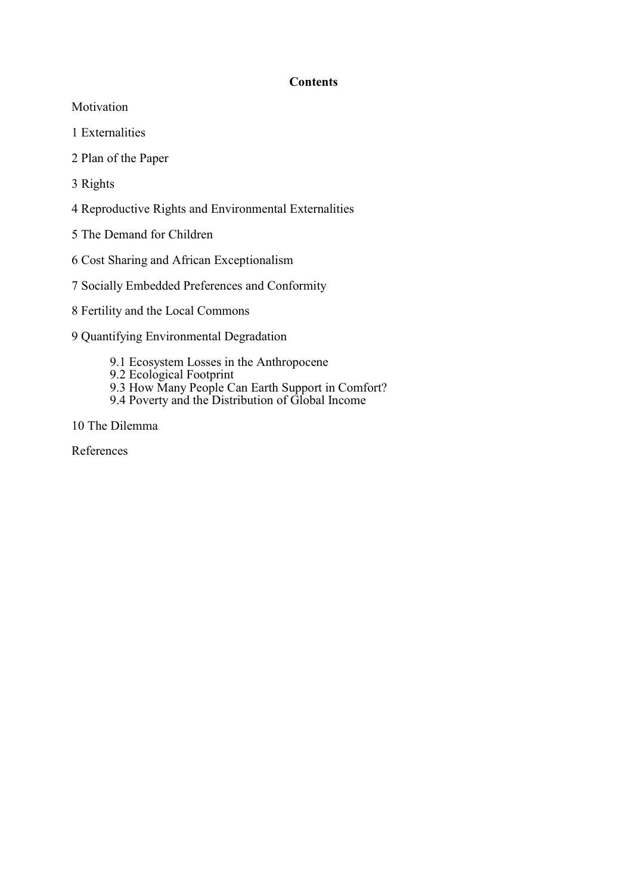**Contents**

Motivation

1 Externalities

2 Plan of the Paper

3 Rights

4 Reproductive Rights and Environmental Externalities

5 The Demand for Children

6 Cost Sharing and African Exceptionalism

7 Socially Embedded Preferences and Conformity

8 Fertility and the Local Commons

9 Quantifying Environmental Degradation

- 9.1 Ecosystem Losses in the Anthropocene
- 9.2 Ecological Footprint
- 9.3 How Many People Can Earth Support in Comfort?
- 9.4 Poverty and the Distribution of Global Income

10 The Dilemma

References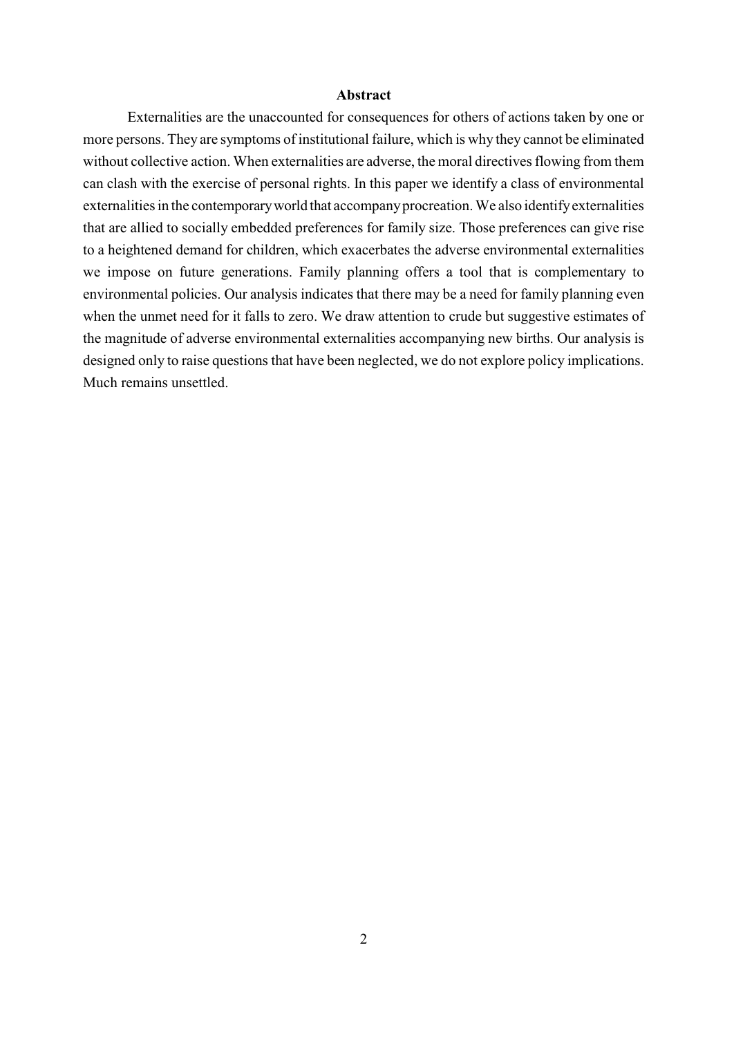## Abstract

Externalities are the unaccounted for consequences for others of actions taken by one or more persons. They are symptoms of institutional failure, which is why they cannot be eliminated without collective action. When externalities are adverse, the moral directives flowing from them can clash with the exercise of personal rights. In this paper we identify a class of environmental externalities in the contemporary world that accompany procreation. We also identify externalities that are allied to socially embedded preferences for family size. Those preferences can give rise to a heightened demand for children, which exacerbates the adverse environmental externalities we impose on future generations. Family planning offers a tool that is complementary to environmental policies. Our analysis indicates that there may be a need for family planning even when the unmet need for it falls to zero. We draw attention to crude but suggestive estimates of the magnitude of adverse environmental externalities accompanying new births. Our analysis is designed only to raise questions that have been neglected, we do not explore policy implications. Much remains unsettled.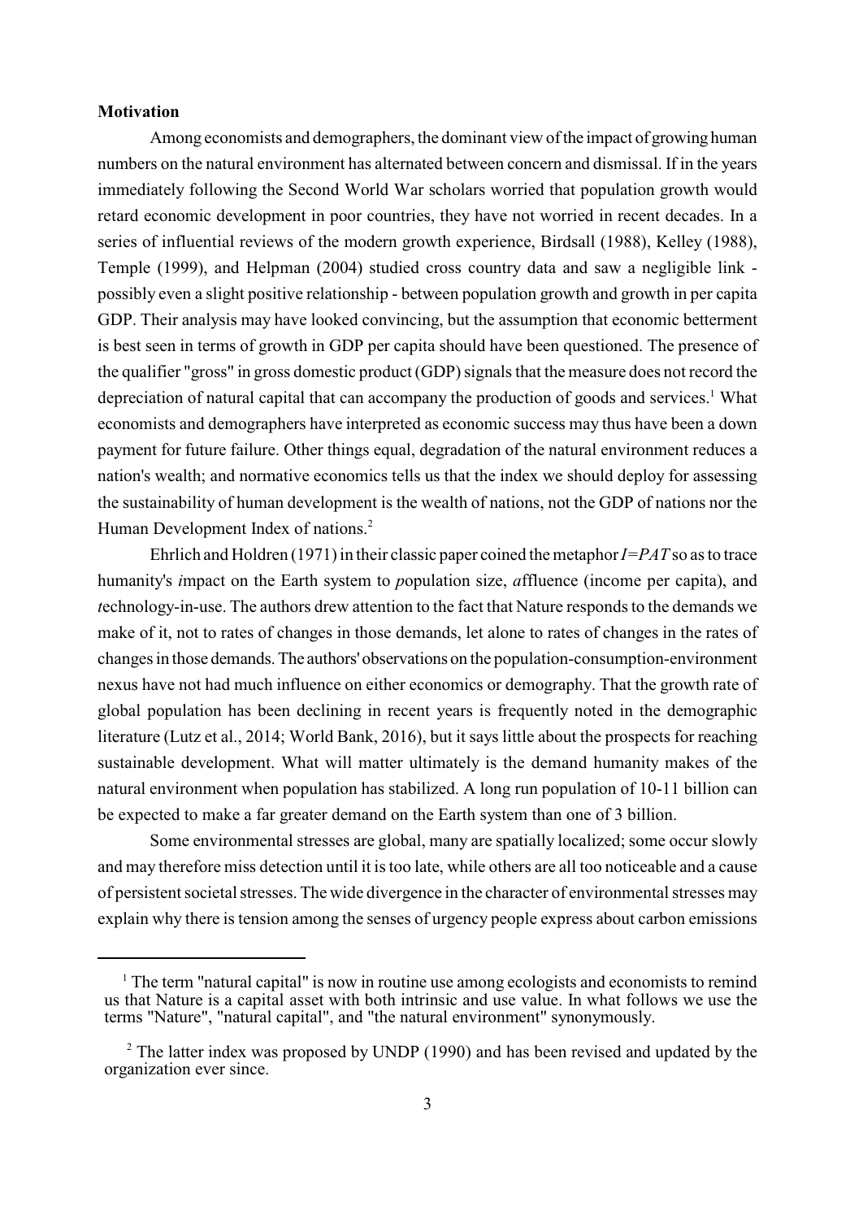**Motivation**

Among economists and demographers, the dominant view of the impact of growing human numbers on the natural environment has alternated between concern and dismissal. If in the years immediately following the Second World War scholars worried that population growth would retard economic development in poor countries, they have not worried in recent decades. In a series of influential reviews of the modern growth experience, Birdsall (1988), Kelley (1988), Temple (1999), and Helpman (2004) studied cross country data and saw a negligible link - possibly even a slight positive relationship - between population growth and growth in per capita GDP. Their analysis may have looked convincing, but the assumption that economic betterment is best seen in terms of growth in GDP per capita should have been questioned. The presence of the qualifier "gross" in gross domestic product (GDP) signals that the measure does not record the depreciation of natural capital that can accompany the production of goods and services.[1] What economists and demographers have interpreted as economic success may thus have been a down payment for future failure. Other things equal, degradation of the natural environment reduces a nation's wealth; and normative economics tells us that the index we should deploy for assessing the sustainability of human development is the wealth of nations, not the GDP of nations nor the Human Development Index of nations.[2]

Ehrlich and Holdren (1971) in their classic paper coined the metaphor *I=PAT* so as to trace humanity's *i*mpact on the Earth system to *p*opulation size, *a*ffluence (income per capita), and *t*echnology-in-use. The authors drew attention to the fact that Nature responds to the demands we make of it, not to rates of changes in those demands, let alone to rates of changes in the rates of changes in those demands. The authors' observations on the population-consumption-environment nexus have not had much influence on either economics or demography. That the growth rate of global population has been declining in recent years is frequently noted in the demographic literature (Lutz et al., 2014; World Bank, 2016), but it says little about the prospects for reaching sustainable development. What will matter ultimately is the demand humanity makes of the natural environment when population has stabilized. A long run population of 10-11 billion can be expected to make a far greater demand on the Earth system than one of 3 billion.

Some environmental stresses are global, many are spatially localized; some occur slowly and may therefore miss detection until it is too late, while others are all too noticeable and a cause of persistent societal stresses. The wide divergence in the character of environmental stresses may explain why there is tension among the senses of urgency people express about carbon emissions

[1] The term "natural capital" is now in routine use among ecologists and economists to remind us that Nature is a capital asset with both intrinsic and use value. In what follows we use the terms "Nature", "natural capital", and "the natural environment" synonymously.

[2] The latter index was proposed by UNDP (1990) and has been revised and updated by the organization ever since.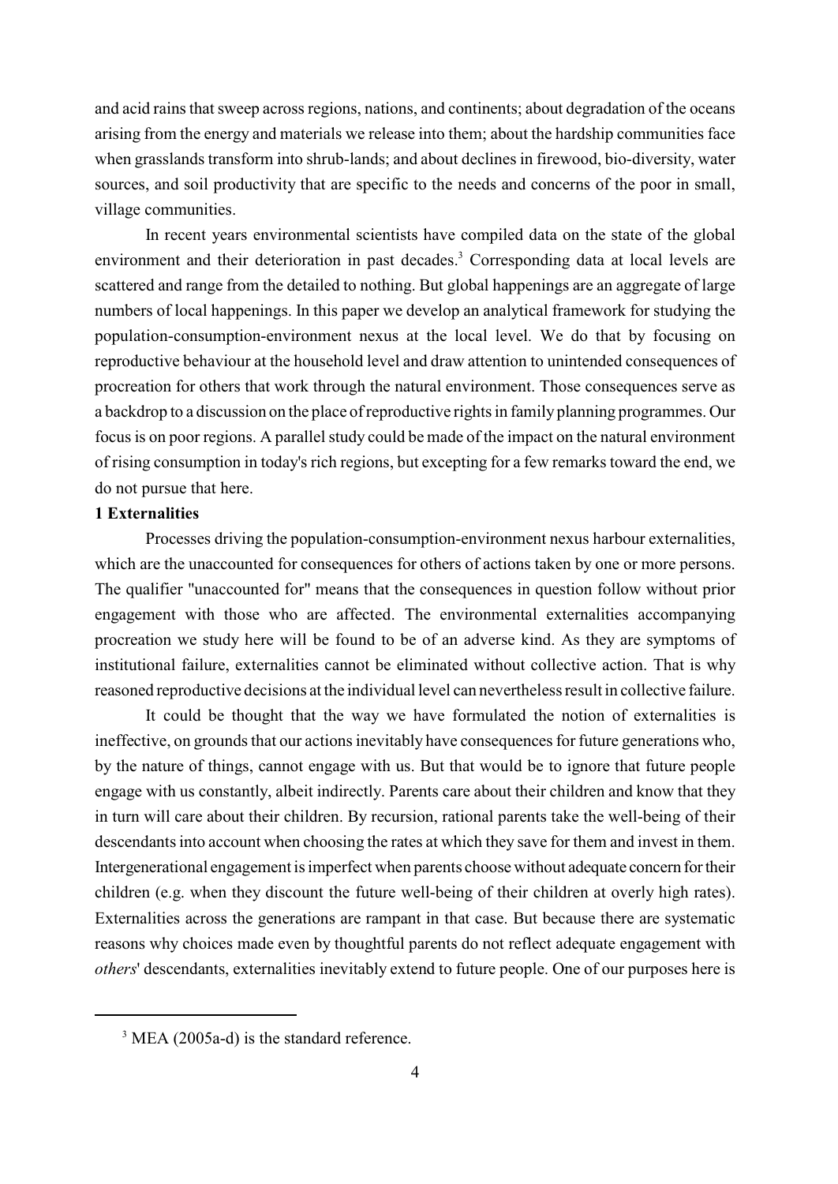and acid rains that sweep across regions, nations, and continents; about degradation of the oceans arising from the energy and materials we release into them; about the hardship communities face when grasslands transform into shrub-lands; and about declines in firewood, bio-diversity, water sources, and soil productivity that are specific to the needs and concerns of the poor in small, village communities.

In recent years environmental scientists have compiled data on the state of the global environment and their deterioration in past decades.[3] Corresponding data at local levels are scattered and range from the detailed to nothing. But global happenings are an aggregate of large numbers of local happenings. In this paper we develop an analytical framework for studying the population-consumption-environment nexus at the local level. We do that by focusing on reproductive behaviour at the household level and draw attention to unintended consequences of procreation for others that work through the natural environment. Those consequences serve as a backdrop to a discussion on the place of reproductive rights in family planning programmes. Our focus is on poor regions. A parallel study could be made of the impact on the natural environment of rising consumption in today's rich regions, but excepting for a few remarks toward the end, we do not pursue that here.

## 1 Externalities

Processes driving the population-consumption-environment nexus harbour externalities, which are the unaccounted for consequences for others of actions taken by one or more persons. The qualifier "unaccounted for" means that the consequences in question follow without prior engagement with those who are affected. The environmental externalities accompanying procreation we study here will be found to be of an adverse kind. As they are symptoms of institutional failure, externalities cannot be eliminated without collective action. That is why reasoned reproductive decisions at the individual level can nevertheless result in collective failure.

It could be thought that the way we have formulated the notion of externalities is ineffective, on grounds that our actions inevitably have consequences for future generations who, by the nature of things, cannot engage with us. But that would be to ignore that future people engage with us constantly, albeit indirectly. Parents care about their children and know that they in turn will care about their children. By recursion, rational parents take the well-being of their descendants into account when choosing the rates at which they save for them and invest in them. Intergenerational engagement is imperfect when parents choose without adequate concern for their children (e.g. when they discount the future well-being of their children at overly high rates). Externalities across the generations are rampant in that case. But because there are systematic reasons why choices made even by thoughtful parents do not reflect adequate engagement with *others*' descendants, externalities inevitably extend to future people. One of our purposes here is

[3] MEA (2005a-d) is the standard reference.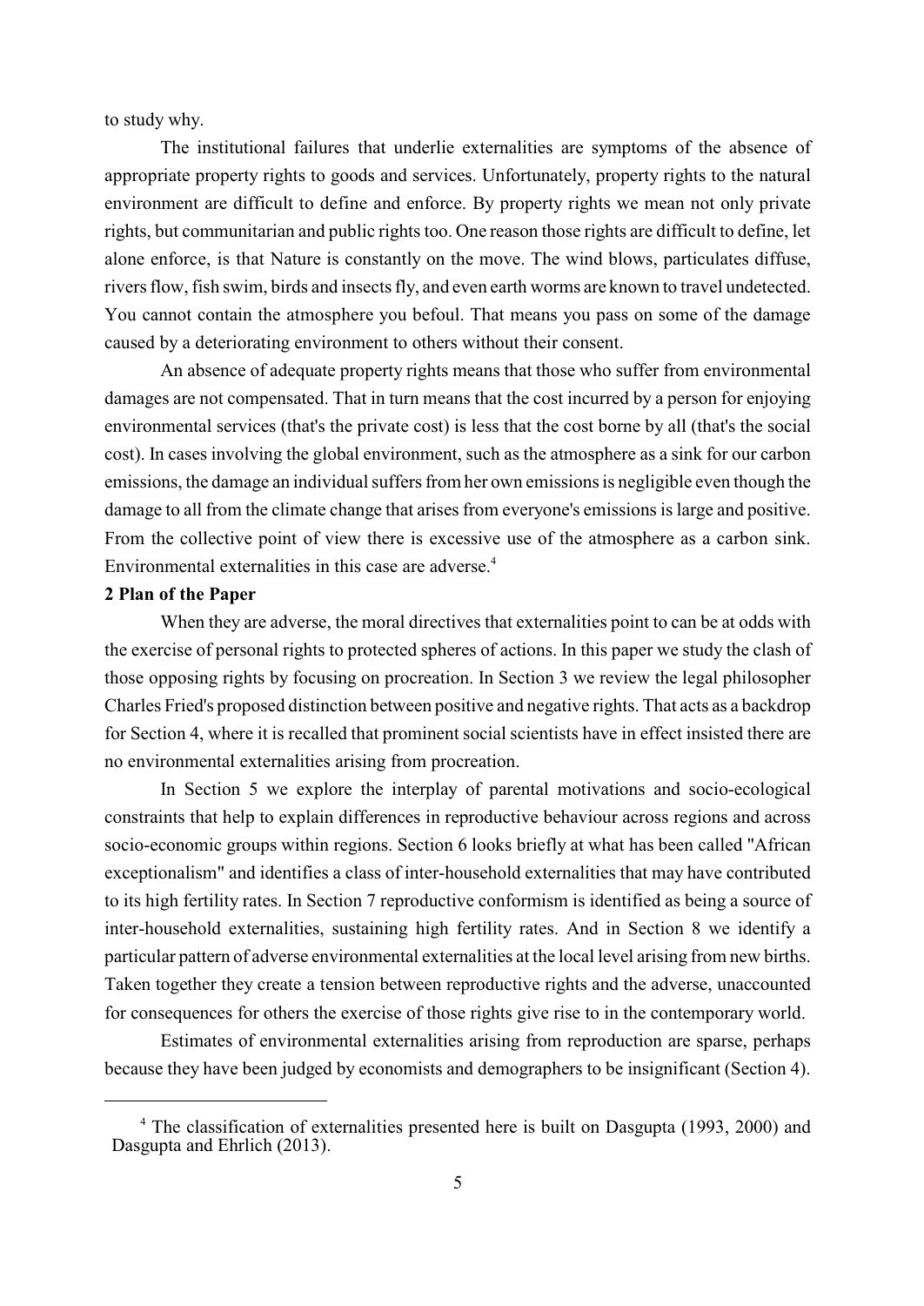to study why.

The institutional failures that underlie externalities are symptoms of the absence of appropriate property rights to goods and services. Unfortunately, property rights to the natural environment are difficult to define and enforce. By property rights we mean not only private rights, but communitarian and public rights too. One reason those rights are difficult to define, let alone enforce, is that Nature is constantly on the move. The wind blows, particulates diffuse, rivers flow, fish swim, birds and insects fly, and even earth worms are known to travel undetected. You cannot contain the atmosphere you befoul. That means you pass on some of the damage caused by a deteriorating environment to others without their consent.

An absence of adequate property rights means that those who suffer from environmental damages are not compensated. That in turn means that the cost incurred by a person for enjoying environmental services (that's the private cost) is less that the cost borne by all (that's the social cost). In cases involving the global environment, such as the atmosphere as a sink for our carbon emissions, the damage an individual suffers from her own emissions is negligible even though the damage to all from the climate change that arises from everyone's emissions is large and positive. From the collective point of view there is excessive use of the atmosphere as a carbon sink. Environmental externalities in this case are adverse.[4]

## 2 Plan of the Paper

When they are adverse, the moral directives that externalities point to can be at odds with the exercise of personal rights to protected spheres of actions. In this paper we study the clash of those opposing rights by focusing on procreation. In Section 3 we review the legal philosopher Charles Fried's proposed distinction between positive and negative rights. That acts as a backdrop for Section 4, where it is recalled that prominent social scientists have in effect insisted there are no environmental externalities arising from procreation.

In Section 5 we explore the interplay of parental motivations and socio-ecological constraints that help to explain differences in reproductive behaviour across regions and across socio-economic groups within regions. Section 6 looks briefly at what has been called "African exceptionalism" and identifies a class of inter-household externalities that may have contributed to its high fertility rates. In Section 7 reproductive conformism is identified as being a source of inter-household externalities, sustaining high fertility rates. And in Section 8 we identify a particular pattern of adverse environmental externalities at the local level arising from new births. Taken together they create a tension between reproductive rights and the adverse, unaccounted for consequences for others the exercise of those rights give rise to in the contemporary world.

Estimates of environmental externalities arising from reproduction are sparse, perhaps because they have been judged by economists and demographers to be insignificant (Section 4).

---

[4] The classification of externalities presented here is built on Dasgupta (1993, 2000) and Dasgupta and Ehrlich (2013).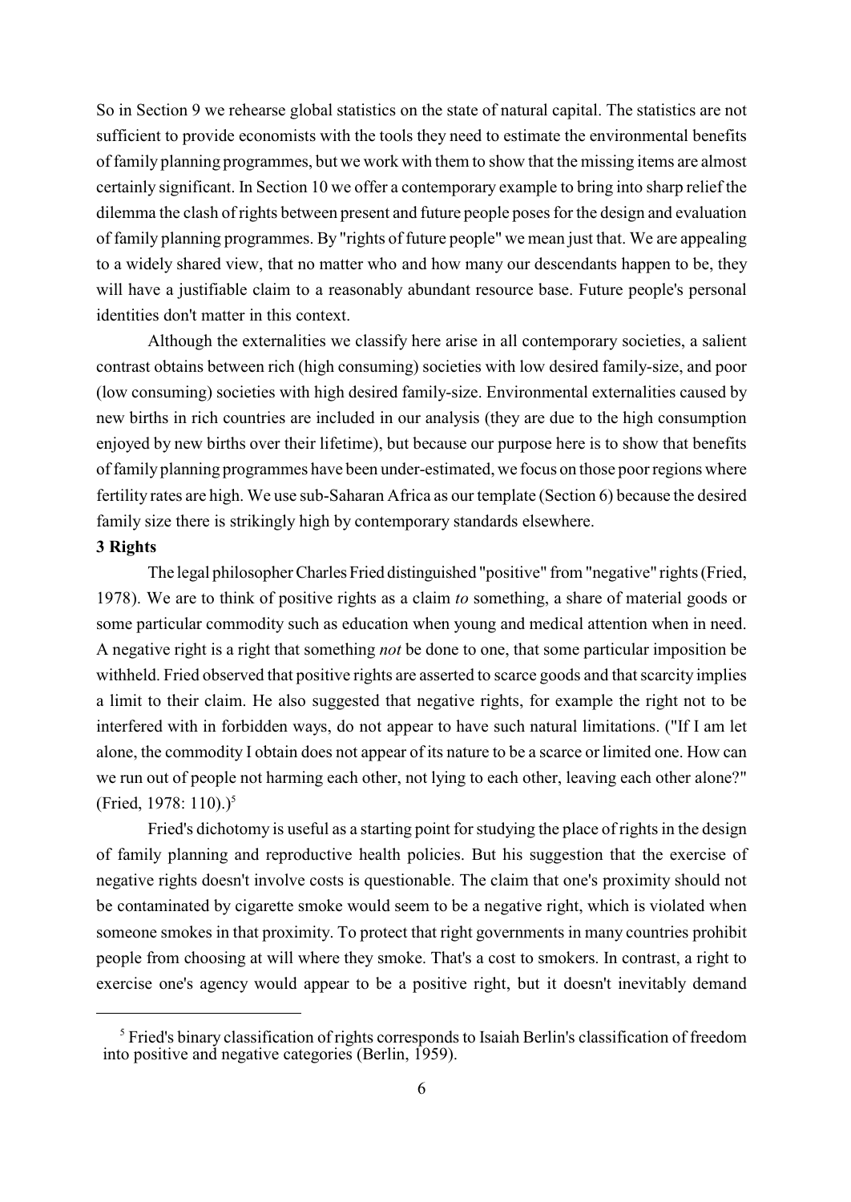So in Section 9 we rehearse global statistics on the state of natural capital. The statistics are not sufficient to provide economists with the tools they need to estimate the environmental benefits of family planning programmes, but we work with them to show that the missing items are almost certainly significant. In Section 10 we offer a contemporary example to bring into sharp relief the dilemma the clash of rights between present and future people poses for the design and evaluation of family planning programmes. By "rights of future people" we mean just that. We are appealing to a widely shared view, that no matter who and how many our descendants happen to be, they will have a justifiable claim to a reasonably abundant resource base. Future people's personal identities don't matter in this context.

Although the externalities we classify here arise in all contemporary societies, a salient contrast obtains between rich (high consuming) societies with low desired family-size, and poor (low consuming) societies with high desired family-size. Environmental externalities caused by new births in rich countries are included in our analysis (they are due to the high consumption enjoyed by new births over their lifetime), but because our purpose here is to show that benefits of family planning programmes have been under-estimated, we focus on those poor regions where fertility rates are high. We use sub-Saharan Africa as our template (Section 6) because the desired family size there is strikingly high by contemporary standards elsewhere.

**3 Rights**

The legal philosopher Charles Fried distinguished "positive" from "negative" rights (Fried, 1978). We are to think of positive rights as a claim *to* something, a share of material goods or some particular commodity such as education when young and medical attention when in need. A negative right is a right that something *not* be done to one, that some particular imposition be withheld. Fried observed that positive rights are asserted to scarce goods and that scarcity implies a limit to their claim. He also suggested that negative rights, for example the right not to be interfered with in forbidden ways, do not appear to have such natural limitations. ("If I am let alone, the commodity I obtain does not appear of its nature to be a scarce or limited one. How can we run out of people not harming each other, not lying to each other, leaving each other alone?" (Fried, 1978: 110).)[5]

Fried's dichotomy is useful as a starting point for studying the place of rights in the design of family planning and reproductive health policies. But his suggestion that the exercise of negative rights doesn't involve costs is questionable. The claim that one's proximity should not be contaminated by cigarette smoke would seem to be a negative right, which is violated when someone smokes in that proximity. To protect that right governments in many countries prohibit people from choosing at will where they smoke. That's a cost to smokers. In contrast, a right to exercise one's agency would appear to be a positive right, but it doesn't inevitably demand

[5] Fried's binary classification of rights corresponds to Isaiah Berlin's classification of freedom into positive and negative categories (Berlin, 1959).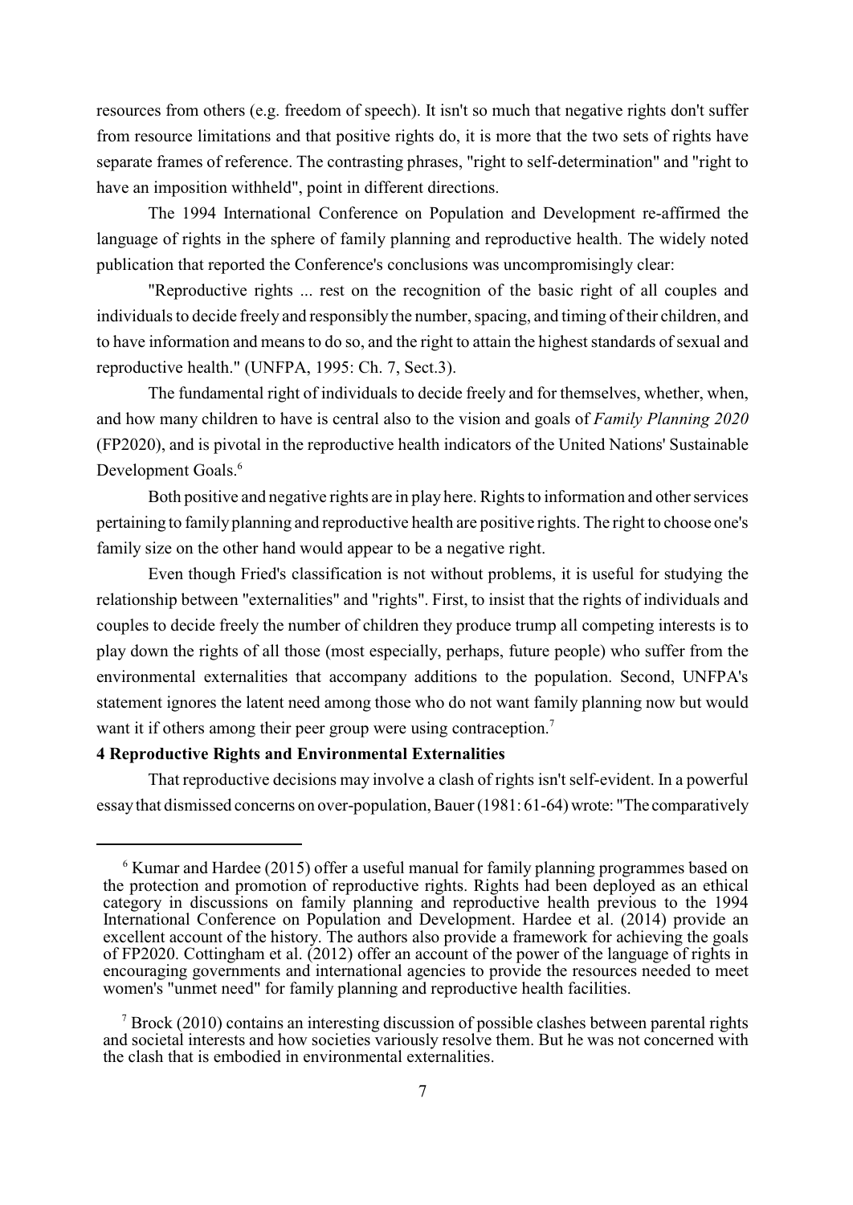resources from others (e.g. freedom of speech). It isn't so much that negative rights don't suffer from resource limitations and that positive rights do, it is more that the two sets of rights have separate frames of reference. The contrasting phrases, "right to self-determination" and "right to have an imposition withheld", point in different directions.

The 1994 International Conference on Population and Development re-affirmed the language of rights in the sphere of family planning and reproductive health. The widely noted publication that reported the Conference's conclusions was uncompromisingly clear:

"Reproductive rights ... rest on the recognition of the basic right of all couples and individuals to decide freely and responsibly the number, spacing, and timing of their children, and to have information and means to do so, and the right to attain the highest standards of sexual and reproductive health." (UNFPA, 1995: Ch. 7, Sect.3).

The fundamental right of individuals to decide freely and for themselves, whether, when, and how many children to have is central also to the vision and goals of *Family Planning 2020* (FP2020), and is pivotal in the reproductive health indicators of the United Nations' Sustainable Development Goals.[6]

Both positive and negative rights are in play here. Rights to information and other services pertaining to family planning and reproductive health are positive rights. The right to choose one's family size on the other hand would appear to be a negative right.

Even though Fried's classification is not without problems, it is useful for studying the relationship between "externalities" and "rights". First, to insist that the rights of individuals and couples to decide freely the number of children they produce trump all competing interests is to play down the rights of all those (most especially, perhaps, future people) who suffer from the environmental externalities that accompany additions to the population. Second, UNFPA's statement ignores the latent need among those who do not want family planning now but would want it if others among their peer group were using contraception.[7]

**4 Reproductive Rights and Environmental Externalities**

That reproductive decisions may involve a clash of rights isn't self-evident. In a powerful essay that dismissed concerns on over-population, Bauer (1981: 61-64) wrote: "The comparatively

[6] Kumar and Hardee (2015) offer a useful manual for family planning programmes based on the protection and promotion of reproductive rights. Rights had been deployed as an ethical category in discussions on family planning and reproductive health previous to the 1994 International Conference on Population and Development. Hardee et al. (2014) provide an excellent account of the history. The authors also provide a framework for achieving the goals of FP2020. Cottingham et al. (2012) offer an account of the power of the language of rights in encouraging governments and international agencies to provide the resources needed to meet women's "unmet need" for family planning and reproductive health facilities.

[7] Brock (2010) contains an interesting discussion of possible clashes between parental rights and societal interests and how societies variously resolve them. But he was not concerned with the clash that is embodied in environmental externalities.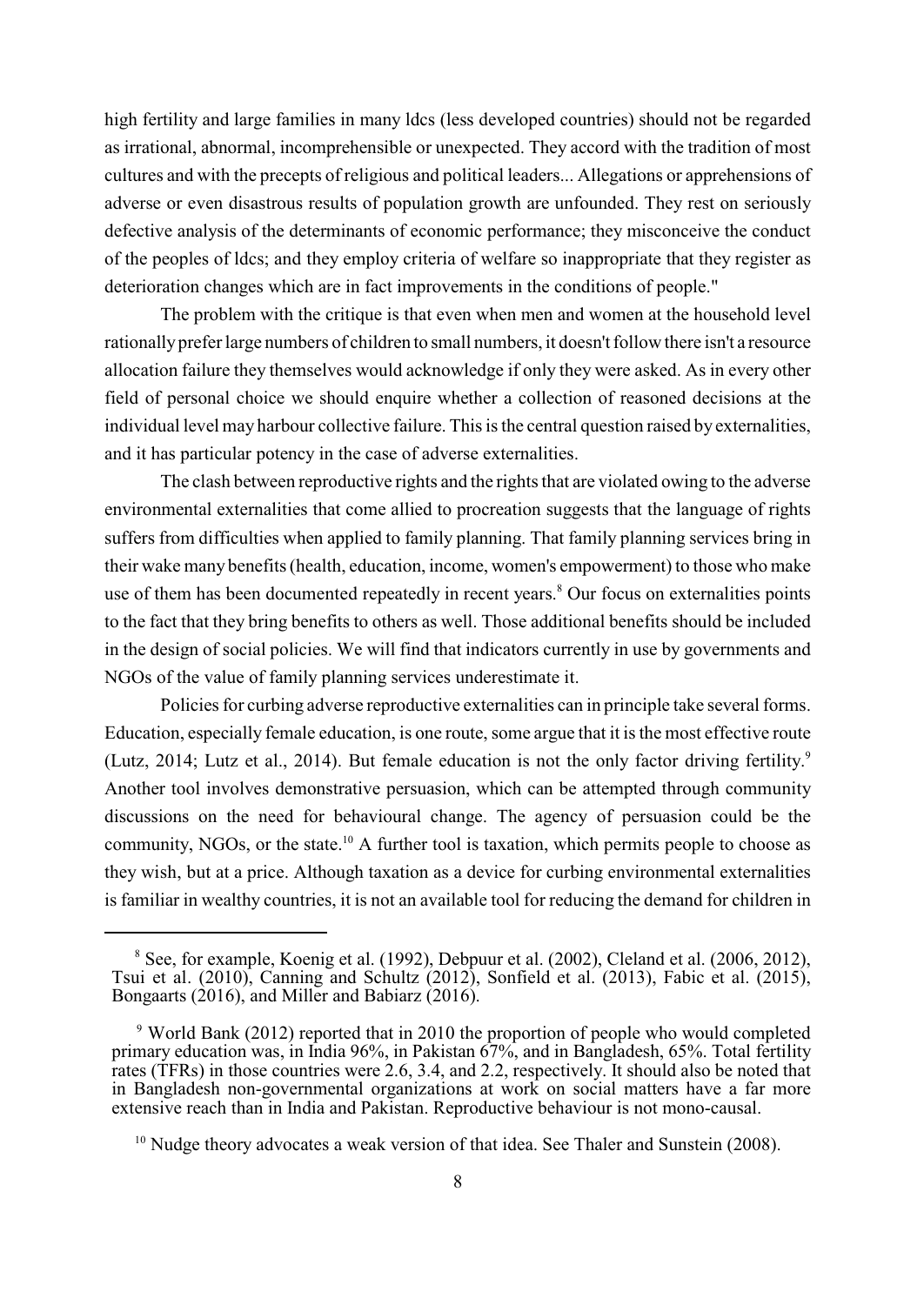high fertility and large families in many ldcs (less developed countries) should not be regarded as irrational, abnormal, incomprehensible or unexpected. They accord with the tradition of most cultures and with the precepts of religious and political leaders... Allegations or apprehensions of adverse or even disastrous results of population growth are unfounded. They rest on seriously defective analysis of the determinants of economic performance; they misconceive the conduct of the peoples of ldcs; and they employ criteria of welfare so inappropriate that they register as deterioration changes which are in fact improvements in the conditions of people."

The problem with the critique is that even when men and women at the household level rationally prefer large numbers of children to small numbers, it doesn't follow there isn't a resource allocation failure they themselves would acknowledge if only they were asked. As in every other field of personal choice we should enquire whether a collection of reasoned decisions at the individual level may harbour collective failure. This is the central question raised by externalities, and it has particular potency in the case of adverse externalities.

The clash between reproductive rights and the rights that are violated owing to the adverse environmental externalities that come allied to procreation suggests that the language of rights suffers from difficulties when applied to family planning. That family planning services bring in their wake many benefits (health, education, income, women's empowerment) to those who make use of them has been documented repeatedly in recent years.[8] Our focus on externalities points to the fact that they bring benefits to others as well. Those additional benefits should be included in the design of social policies. We will find that indicators currently in use by governments and NGOs of the value of family planning services underestimate it.

Policies for curbing adverse reproductive externalities can in principle take several forms. Education, especially female education, is one route, some argue that it is the most effective route (Lutz, 2014; Lutz et al., 2014). But female education is not the only factor driving fertility.[9] Another tool involves demonstrative persuasion, which can be attempted through community discussions on the need for behavioural change. The agency of persuasion could be the community, NGOs, or the state.[10] A further tool is taxation, which permits people to choose as they wish, but at a price. Although taxation as a device for curbing environmental externalities is familiar in wealthy countries, it is not an available tool for reducing the demand for children in

---

[8] See, for example, Koenig et al. (1992), Debpuur et al. (2002), Cleland et al. (2006, 2012), Tsui et al. (2010), Canning and Schultz (2012), Sonfield et al. (2013), Fabic et al. (2015), Bongaarts (2016), and Miller and Babiarz (2016).

[9] World Bank (2012) reported that in 2010 the proportion of people who would completed primary education was, in India 96%, in Pakistan 67%, and in Bangladesh, 65%. Total fertility rates (TFRs) in those countries were 2.6, 3.4, and 2.2, respectively. It should also be noted that in Bangladesh non-governmental organizations at work on social matters have a far more extensive reach than in India and Pakistan. Reproductive behaviour is not mono-causal.

[10] Nudge theory advocates a weak version of that idea. See Thaler and Sunstein (2008).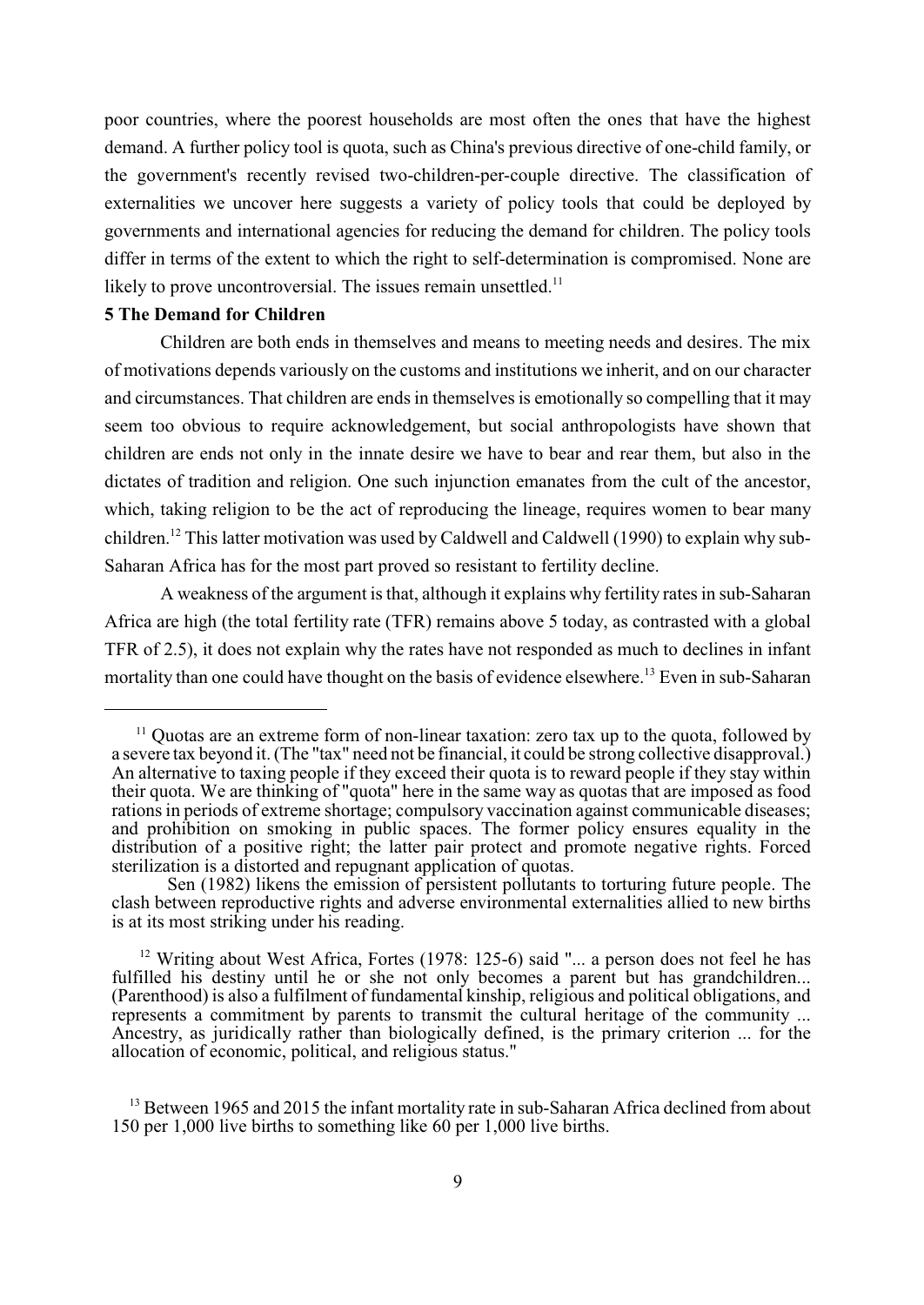poor countries, where the poorest households are most often the ones that have the highest demand. A further policy tool is quota, such as China's previous directive of one-child family, or the government's recently revised two-children-per-couple directive. The classification of externalities we uncover here suggests a variety of policy tools that could be deployed by governments and international agencies for reducing the demand for children. The policy tools differ in terms of the extent to which the right to self-determination is compromised. None are likely to prove uncontroversial. The issues remain unsettled.[11]

## 5 The Demand for Children

Children are both ends in themselves and means to meeting needs and desires. The mix of motivations depends variously on the customs and institutions we inherit, and on our character and circumstances. That children are ends in themselves is emotionally so compelling that it may seem too obvious to require acknowledgement, but social anthropologists have shown that children are ends not only in the innate desire we have to bear and rear them, but also in the dictates of tradition and religion. One such injunction emanates from the cult of the ancestor, which, taking religion to be the act of reproducing the lineage, requires women to bear many children.[12] This latter motivation was used by Caldwell and Caldwell (1990) to explain why sub-Saharan Africa has for the most part proved so resistant to fertility decline.

A weakness of the argument is that, although it explains why fertility rates in sub-Saharan Africa are high (the total fertility rate (TFR) remains above 5 today, as contrasted with a global TFR of 2.5), it does not explain why the rates have not responded as much to declines in infant mortality than one could have thought on the basis of evidence elsewhere.[13] Even in sub-Saharan

---

[11] Quotas are an extreme form of non-linear taxation: zero tax up to the quota, followed by a severe tax beyond it. (The "tax" need not be financial, it could be strong collective disapproval.) An alternative to taxing people if they exceed their quota is to reward people if they stay within their quota. We are thinking of "quota" here in the same way as quotas that are imposed as food rations in periods of extreme shortage; compulsory vaccination against communicable diseases; and prohibition on smoking in public spaces. The former policy ensures equality in the distribution of a positive right; the latter pair protect and promote negative rights. Forced sterilization is a distorted and repugnant application of quotas.

Sen (1982) likens the emission of persistent pollutants to torturing future people. The clash between reproductive rights and adverse environmental externalities allied to new births is at its most striking under his reading.

[12] Writing about West Africa, Fortes (1978: 125-6) said "... a person does not feel he has fulfilled his destiny until he or she not only becomes a parent but has grandchildren... (Parenthood) is also a fulfilment of fundamental kinship, religious and political obligations, and represents a commitment by parents to transmit the cultural heritage of the community ... Ancestry, as juridically rather than biologically defined, is the primary criterion ... for the allocation of economic, political, and religious status."

[13] Between 1965 and 2015 the infant mortality rate in sub-Saharan Africa declined from about 150 per 1,000 live births to something like 60 per 1,000 live births.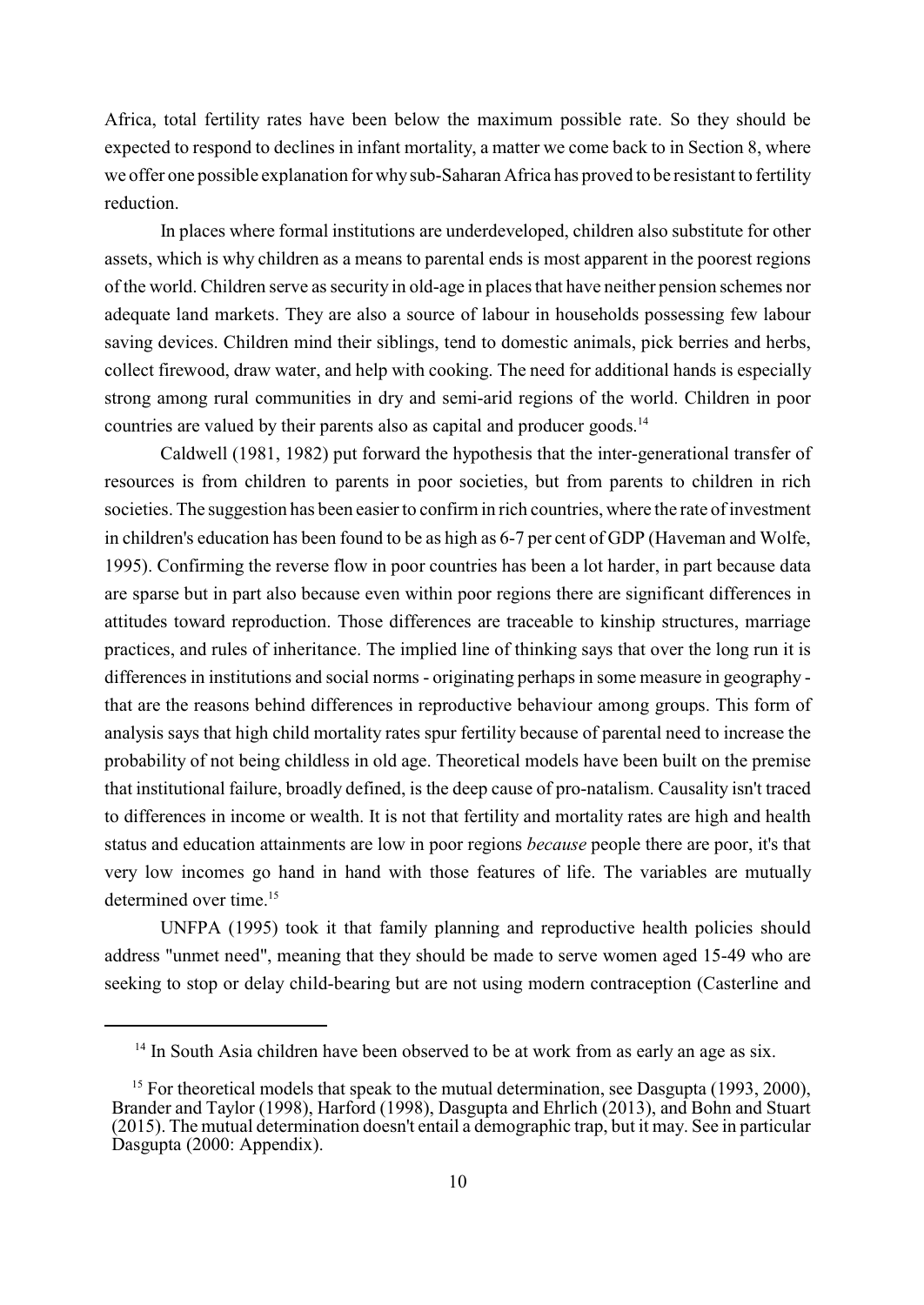Africa, total fertility rates have been below the maximum possible rate. So they should be expected to respond to declines in infant mortality, a matter we come back to in Section 8, where we offer one possible explanation for why sub-Saharan Africa has proved to be resistant to fertility reduction.

In places where formal institutions are underdeveloped, children also substitute for other assets, which is why children as a means to parental ends is most apparent in the poorest regions of the world. Children serve as security in old-age in places that have neither pension schemes nor adequate land markets. They are also a source of labour in households possessing few labour saving devices. Children mind their siblings, tend to domestic animals, pick berries and herbs, collect firewood, draw water, and help with cooking. The need for additional hands is especially strong among rural communities in dry and semi-arid regions of the world. Children in poor countries are valued by their parents also as capital and producer goods.[14]

Caldwell (1981, 1982) put forward the hypothesis that the inter-generational transfer of resources is from children to parents in poor societies, but from parents to children in rich societies. The suggestion has been easier to confirm in rich countries, where the rate of investment in children's education has been found to be as high as 6-7 per cent of GDP (Haveman and Wolfe, 1995). Confirming the reverse flow in poor countries has been a lot harder, in part because data are sparse but in part also because even within poor regions there are significant differences in attitudes toward reproduction. Those differences are traceable to kinship structures, marriage practices, and rules of inheritance. The implied line of thinking says that over the long run it is differences in institutions and social norms - originating perhaps in some measure in geography - that are the reasons behind differences in reproductive behaviour among groups. This form of analysis says that high child mortality rates spur fertility because of parental need to increase the probability of not being childless in old age. Theoretical models have been built on the premise that institutional failure, broadly defined, is the deep cause of pro-natalism. Causality isn't traced to differences in income or wealth. It is not that fertility and mortality rates are high and health status and education attainments are low in poor regions *because* people there are poor, it's that very low incomes go hand in hand with those features of life. The variables are mutually determined over time.[15]

UNFPA (1995) took it that family planning and reproductive health policies should address "unmet need", meaning that they should be made to serve women aged 15-49 who are seeking to stop or delay child-bearing but are not using modern contraception (Casterline and

[14] In South Asia children have been observed to be at work from as early an age as six.

[15] For theoretical models that speak to the mutual determination, see Dasgupta (1993, 2000), Brander and Taylor (1998), Harford (1998), Dasgupta and Ehrlich (2013), and Bohn and Stuart (2015). The mutual determination doesn't entail a demographic trap, but it may. See in particular Dasgupta (2000: Appendix).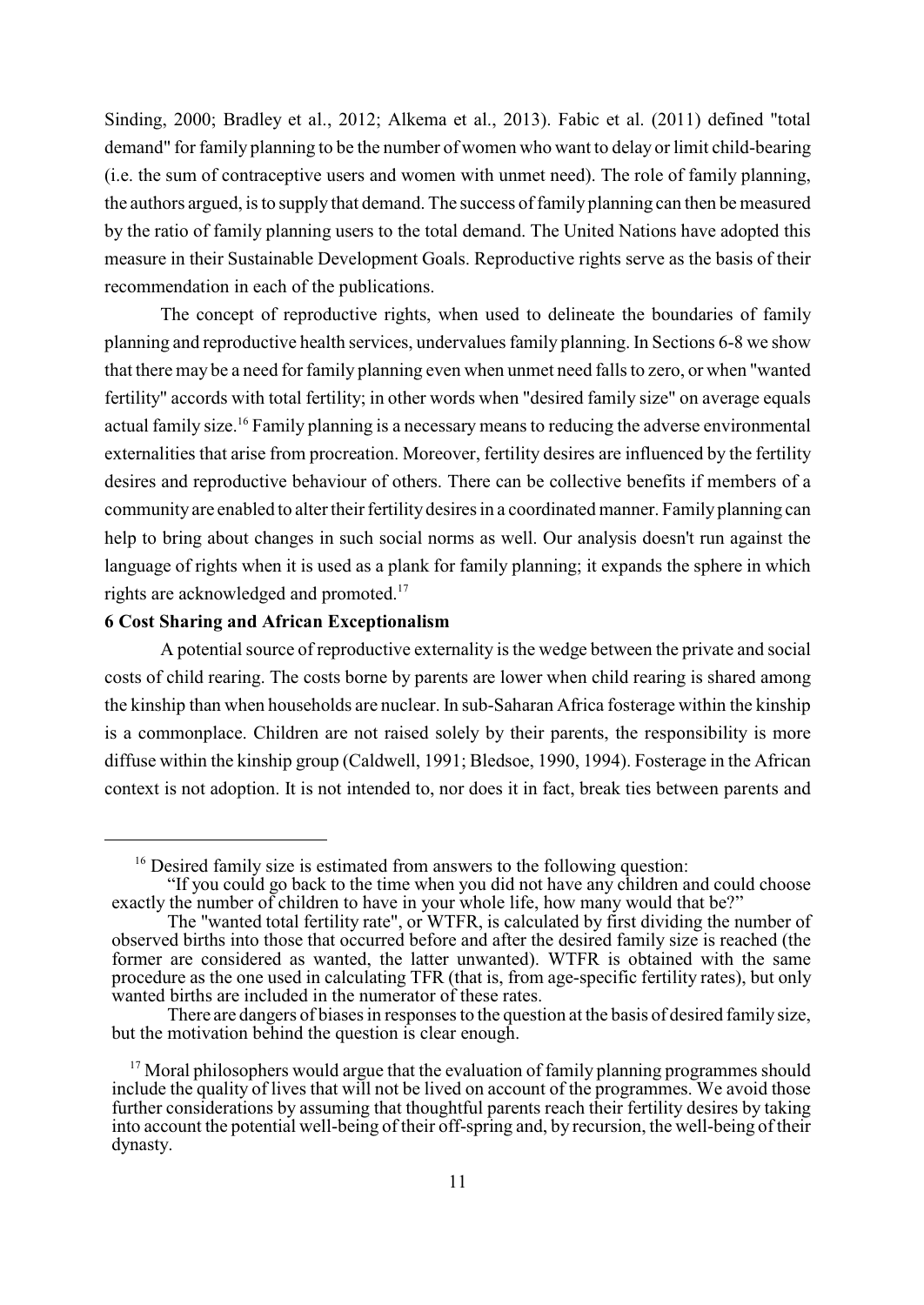Sinding, 2000; Bradley et al., 2012; Alkema et al., 2013). Fabic et al. (2011) defined "total demand" for family planning to be the number of women who want to delay or limit child-bearing (i.e. the sum of contraceptive users and women with unmet need). The role of family planning, the authors argued, is to supply that demand. The success of family planning can then be measured by the ratio of family planning users to the total demand. The United Nations have adopted this measure in their Sustainable Development Goals. Reproductive rights serve as the basis of their recommendation in each of the publications.

The concept of reproductive rights, when used to delineate the boundaries of family planning and reproductive health services, undervalues family planning. In Sections 6-8 we show that there may be a need for family planning even when unmet need falls to zero, or when "wanted fertility" accords with total fertility; in other words when "desired family size" on average equals actual family size.[16] Family planning is a necessary means to reducing the adverse environmental externalities that arise from procreation. Moreover, fertility desires are influenced by the fertility desires and reproductive behaviour of others. There can be collective benefits if members of a community are enabled to alter their fertility desires in a coordinated manner. Family planning can help to bring about changes in such social norms as well. Our analysis doesn't run against the language of rights when it is used as a plank for family planning; it expands the sphere in which rights are acknowledged and promoted.[17]

## 6 Cost Sharing and African Exceptionalism

A potential source of reproductive externality is the wedge between the private and social costs of child rearing. The costs borne by parents are lower when child rearing is shared among the kinship than when households are nuclear. In sub-Saharan Africa fosterage within the kinship is a commonplace. Children are not raised solely by their parents, the responsibility is more diffuse within the kinship group (Caldwell, 1991; Bledsoe, 1990, 1994). Fosterage in the African context is not adoption. It is not intended to, nor does it in fact, break ties between parents and

---

[16] Desired family size is estimated from answers to the following question:

"If you could go back to the time when you did not have any children and could choose exactly the number of children to have in your whole life, how many would that be?"

The "wanted total fertility rate", or WTFR, is calculated by first dividing the number of observed births into those that occurred before and after the desired family size is reached (the former are considered as wanted, the latter unwanted). WTFR is obtained with the same procedure as the one used in calculating TFR (that is, from age-specific fertility rates), but only wanted births are included in the numerator of these rates.

There are dangers of biases in responses to the question at the basis of desired family size, but the motivation behind the question is clear enough.

[17] Moral philosophers would argue that the evaluation of family planning programmes should include the quality of lives that will not be lived on account of the programmes. We avoid those further considerations by assuming that thoughtful parents reach their fertility desires by taking into account the potential well-being of their off-spring and, by recursion, the well-being of their dynasty.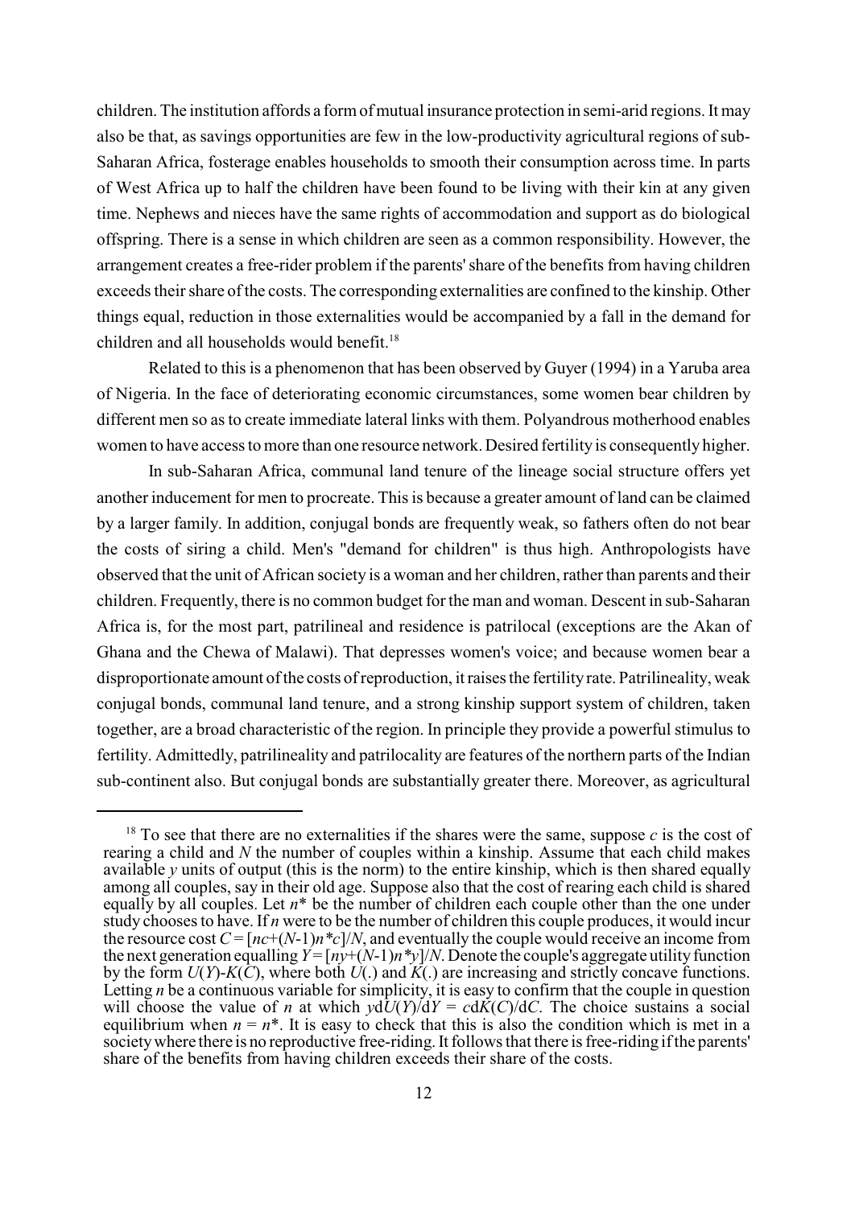children. The institution affords a form of mutual insurance protection in semi-arid regions. It may also be that, as savings opportunities are few in the low-productivity agricultural regions of sub-Saharan Africa, fosterage enables households to smooth their consumption across time. In parts of West Africa up to half the children have been found to be living with their kin at any given time. Nephews and nieces have the same rights of accommodation and support as do biological offspring. There is a sense in which children are seen as a common responsibility. However, the arrangement creates a free-rider problem if the parents' share of the benefits from having children exceeds their share of the costs. The corresponding externalities are confined to the kinship. Other things equal, reduction in those externalities would be accompanied by a fall in the demand for children and all households would benefit.[18]

Related to this is a phenomenon that has been observed by Guyer (1994) in a Yaruba area of Nigeria. In the face of deteriorating economic circumstances, some women bear children by different men so as to create immediate lateral links with them. Polyandrous motherhood enables women to have access to more than one resource network. Desired fertility is consequently higher.

In sub-Saharan Africa, communal land tenure of the lineage social structure offers yet another inducement for men to procreate. This is because a greater amount of land can be claimed by a larger family. In addition, conjugal bonds are frequently weak, so fathers often do not bear the costs of siring a child. Men's "demand for children" is thus high. Anthropologists have observed that the unit of African society is a woman and her children, rather than parents and their children. Frequently, there is no common budget for the man and woman. Descent in sub-Saharan Africa is, for the most part, patrilineal and residence is patrilocal (exceptions are the Akan of Ghana and the Chewa of Malawi). That depresses women's voice; and because women bear a disproportionate amount of the costs of reproduction, it raises the fertility rate. Patrilineality, weak conjugal bonds, communal land tenure, and a strong kinship support system of children, taken together, are a broad characteristic of the region. In principle they provide a powerful stimulus to fertility. Admittedly, patrilineality and patrilocality are features of the northern parts of the Indian sub-continent also. But conjugal bonds are substantially greater there. Moreover, as agricultural

---

[18] To see that there are no externalities if the shares were the same, suppose $c$ is the cost of rearing a child and $N$ the number of couples within a kinship. Assume that each child makes available $y$ units of output (this is the norm) to the entire kinship, which is then shared equally among all couples, say in their old age. Suppose also that the cost of rearing each child is shared equally by all couples. Let $n^*$ be the number of children each couple other than the one under study chooses to have. If $n$ were to be the number of children this couple produces, it would incur the resource cost $C = [nc+(N-1)n^*c]/N$, and eventually the couple would receive an income from the next generation equalling $Y = [ny+(N-1)n^*y]/N$. Denote the couple's aggregate utility function by the form $U(Y)-K(C)$, where both $U(.)$ and $K(.)$ are increasing and strictly concave functions. Letting $n$ be a continuous variable for simplicity, it is easy to confirm that the couple in question will choose the value of $n$ at which $y\text{d}U(Y)/\text{d}Y = c\text{d}K(C)/\text{d}C$. The choice sustains a social equilibrium when $n = n^*$. It is easy to check that this is also the condition which is met in a society where there is no reproductive free-riding. It follows that there is free-riding if the parents' share of the benefits from having children exceeds their share of the costs.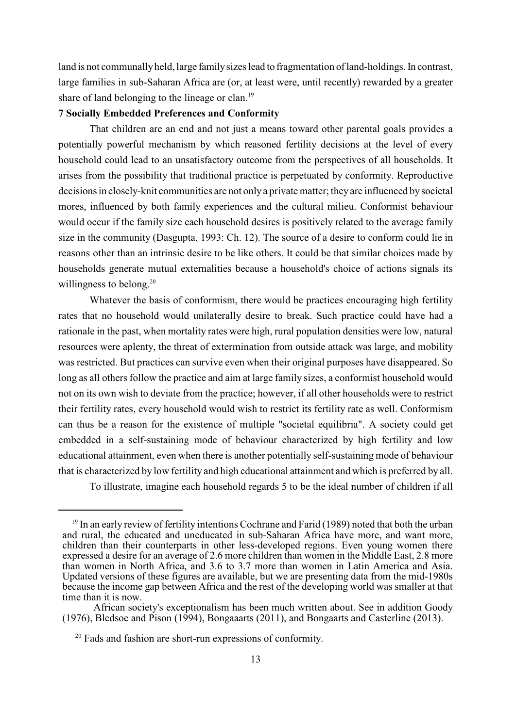land is not communally held, large family sizes lead to fragmentation of land-holdings. In contrast, large families in sub-Saharan Africa are (or, at least were, until recently) rewarded by a greater share of land belonging to the lineage or clan.[19]

### 7 Socially Embedded Preferences and Conformity

That children are an end and not just a means toward other parental goals provides a potentially powerful mechanism by which reasoned fertility decisions at the level of every household could lead to an unsatisfactory outcome from the perspectives of all households. It arises from the possibility that traditional practice is perpetuated by conformity. Reproductive decisions in closely-knit communities are not only a private matter; they are influenced by societal mores, influenced by both family experiences and the cultural milieu. Conformist behaviour would occur if the family size each household desires is positively related to the average family size in the community (Dasgupta, 1993: Ch. 12). The source of a desire to conform could lie in reasons other than an intrinsic desire to be like others. It could be that similar choices made by households generate mutual externalities because a household's choice of actions signals its willingness to belong.[20]

Whatever the basis of conformism, there would be practices encouraging high fertility rates that no household would unilaterally desire to break. Such practice could have had a rationale in the past, when mortality rates were high, rural population densities were low, natural resources were aplenty, the threat of extermination from outside attack was large, and mobility was restricted. But practices can survive even when their original purposes have disappeared. So long as all others follow the practice and aim at large family sizes, a conformist household would not on its own wish to deviate from the practice; however, if all other households were to restrict their fertility rates, every household would wish to restrict its fertility rate as well. Conformism can thus be a reason for the existence of multiple "societal equilibria". A society could get embedded in a self-sustaining mode of behaviour characterized by high fertility and low educational attainment, even when there is another potentially self-sustaining mode of behaviour that is characterized by low fertility and high educational attainment and which is preferred by all.

To illustrate, imagine each household regards 5 to be the ideal number of children if all

---

[19] In an early review of fertility intentions Cochrane and Farid (1989) noted that both the urban and rural, the educated and uneducated in sub-Saharan Africa have more, and want more, children than their counterparts in other less-developed regions. Even young women there expressed a desire for an average of 2.6 more children than women in the Middle East, 2.8 more than women in North Africa, and 3.6 to 3.7 more than women in Latin America and Asia. Updated versions of these figures are available, but we are presenting data from the mid-1980s because the income gap between Africa and the rest of the developing world was smaller at that time than it is now.

African society's exceptionalism has been much written about. See in addition Goody (1976), Bledsoe and Pison (1994), Bongaaarts (2011), and Bongaarts and Casterline (2013).

[20] Fads and fashion are short-run expressions of conformity.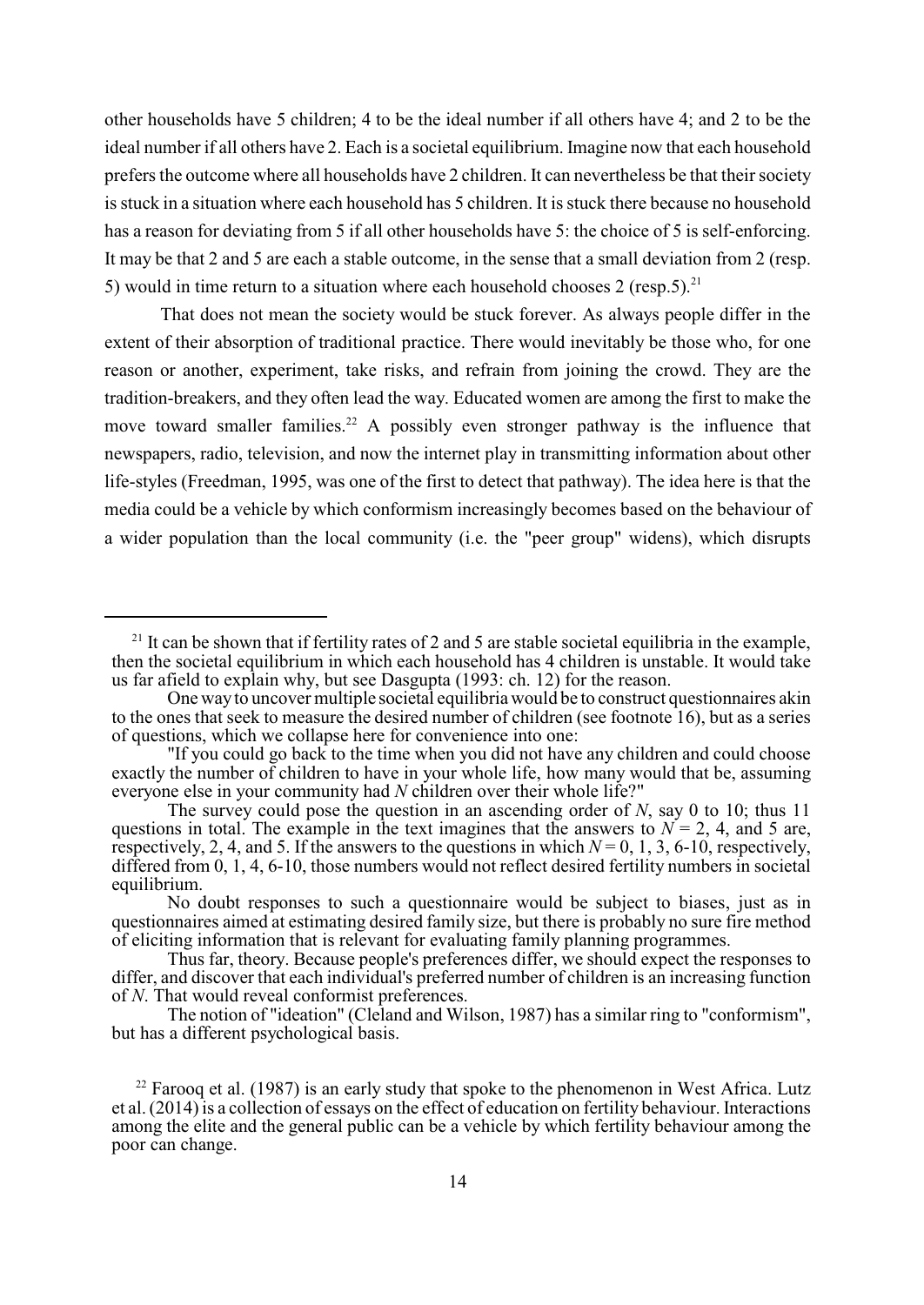other households have 5 children; 4 to be the ideal number if all others have 4; and 2 to be the ideal number if all others have 2. Each is a societal equilibrium. Imagine now that each household prefers the outcome where all households have 2 children. It can nevertheless be that their society is stuck in a situation where each household has 5 children. It is stuck there because no household has a reason for deviating from 5 if all other households have 5: the choice of 5 is self-enforcing. It may be that 2 and 5 are each a stable outcome, in the sense that a small deviation from 2 (resp. 5) would in time return to a situation where each household chooses 2 (resp.5).[21]

That does not mean the society would be stuck forever. As always people differ in the extent of their absorption of traditional practice. There would inevitably be those who, for one reason or another, experiment, take risks, and refrain from joining the crowd. They are the tradition-breakers, and they often lead the way. Educated women are among the first to make the move toward smaller families.[22] A possibly even stronger pathway is the influence that newspapers, radio, television, and now the internet play in transmitting information about other life-styles (Freedman, 1995, was one of the first to detect that pathway). The idea here is that the media could be a vehicle by which conformism increasingly becomes based on the behaviour of a wider population than the local community (i.e. the "peer group" widens), which disrupts

---

[21] It can be shown that if fertility rates of 2 and 5 are stable societal equilibria in the example, then the societal equilibrium in which each household has 4 children is unstable. It would take us far afield to explain why, but see Dasgupta (1993: ch. 12) for the reason.

One way to uncover multiple societal equilibria would be to construct questionnaires akin to the ones that seek to measure the desired number of children (see footnote 16), but as a series of questions, which we collapse here for convenience into one:

"If you could go back to the time when you did not have any children and could choose exactly the number of children to have in your whole life, how many would that be, assuming everyone else in your community had *N* children over their whole life?"

The survey could pose the question in an ascending order of *N*, say 0 to 10; thus 11 questions in total. The example in the text imagines that the answers to $N = 2$, 4, and 5 are, respectively, 2, 4, and 5. If the answers to the questions in which $N = 0$, 1, 3, 6-10, respectively, differed from 0, 1, 4, 6-10, those numbers would not reflect desired fertility numbers in societal equilibrium.

No doubt responses to such a questionnaire would be subject to biases, just as in questionnaires aimed at estimating desired family size, but there is probably no sure fire method of eliciting information that is relevant for evaluating family planning programmes.

Thus far, theory. Because people's preferences differ, we should expect the responses to differ, and discover that each individual's preferred number of children is an increasing function of *N*. That would reveal conformist preferences.

The notion of "ideation" (Cleland and Wilson, 1987) has a similar ring to "conformism", but has a different psychological basis.

[22] Farooq et al. (1987) is an early study that spoke to the phenomenon in West Africa. Lutz et al. (2014) is a collection of essays on the effect of education on fertility behaviour. Interactions among the elite and the general public can be a vehicle by which fertility behaviour among the poor can change.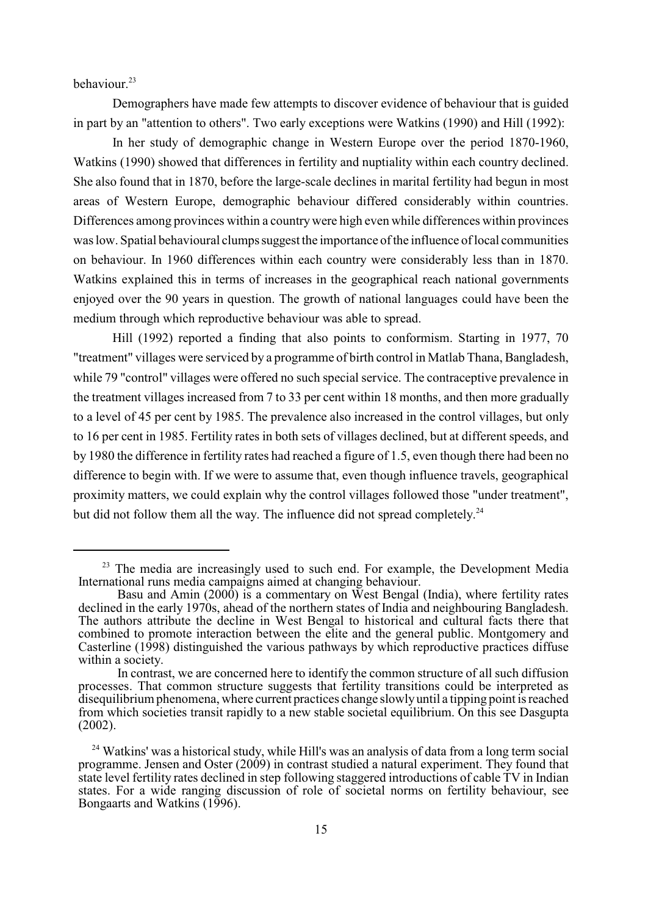behaviour.[23]

Demographers have made few attempts to discover evidence of behaviour that is guided in part by an "attention to others". Two early exceptions were Watkins (1990) and Hill (1992):

In her study of demographic change in Western Europe over the period 1870-1960, Watkins (1990) showed that differences in fertility and nuptiality within each country declined. She also found that in 1870, before the large-scale declines in marital fertility had begun in most areas of Western Europe, demographic behaviour differed considerably within countries. Differences among provinces within a country were high even while differences within provinces was low. Spatial behavioural clumps suggest the importance of the influence of local communities on behaviour. In 1960 differences within each country were considerably less than in 1870. Watkins explained this in terms of increases in the geographical reach national governments enjoyed over the 90 years in question. The growth of national languages could have been the medium through which reproductive behaviour was able to spread.

Hill (1992) reported a finding that also points to conformism. Starting in 1977, 70 "treatment" villages were serviced by a programme of birth control in Matlab Thana, Bangladesh, while 79 "control" villages were offered no such special service. The contraceptive prevalence in the treatment villages increased from 7 to 33 per cent within 18 months, and then more gradually to a level of 45 per cent by 1985. The prevalence also increased in the control villages, but only to 16 per cent in 1985. Fertility rates in both sets of villages declined, but at different speeds, and by 1980 the difference in fertility rates had reached a figure of 1.5, even though there had been no difference to begin with. If we were to assume that, even though influence travels, geographical proximity matters, we could explain why the control villages followed those "under treatment", but did not follow them all the way. The influence did not spread completely.[24]

---

[23] The media are increasingly used to such end. For example, the Development Media International runs media campaigns aimed at changing behaviour.

Basu and Amin (2000) is a commentary on West Bengal (India), where fertility rates declined in the early 1970s, ahead of the northern states of India and neighbouring Bangladesh. The authors attribute the decline in West Bengal to historical and cultural facts there that combined to promote interaction between the elite and the general public. Montgomery and Casterline (1998) distinguished the various pathways by which reproductive practices diffuse within a society.

In contrast, we are concerned here to identify the common structure of all such diffusion processes. That common structure suggests that fertility transitions could be interpreted as disequilibrium phenomena, where current practices change slowly until a tipping point is reached from which societies transit rapidly to a new stable societal equilibrium. On this see Dasgupta (2002).

[24] Watkins' was a historical study, while Hill's was an analysis of data from a long term social programme. Jensen and Oster (2009) in contrast studied a natural experiment. They found that state level fertility rates declined in step following staggered introductions of cable TV in Indian states. For a wide ranging discussion of role of societal norms on fertility behaviour, see Bongaarts and Watkins (1996).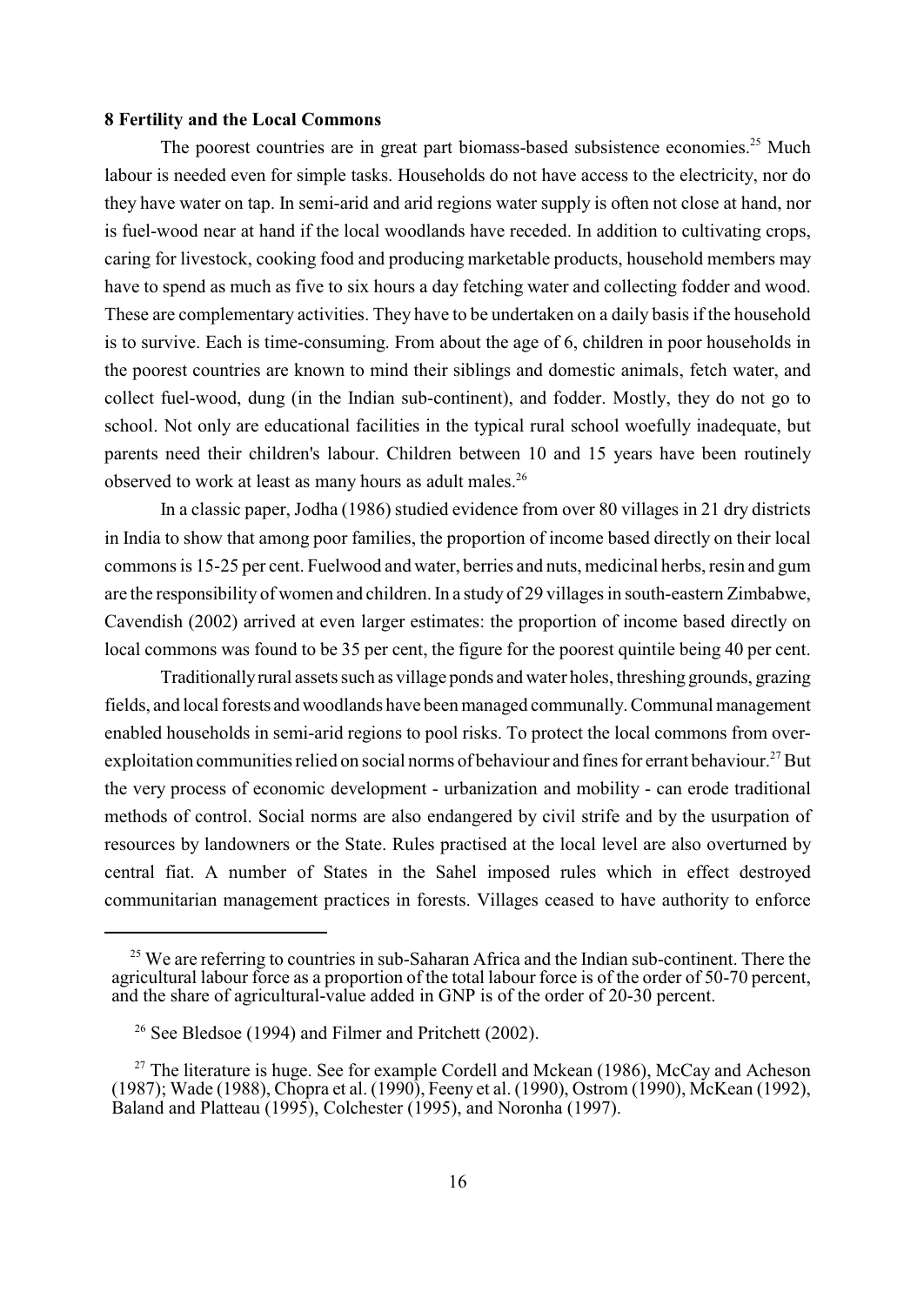## 8 Fertility and the Local Commons

The poorest countries are in great part biomass-based subsistence economies.[25] Much labour is needed even for simple tasks. Households do not have access to the electricity, nor do they have water on tap. In semi-arid and arid regions water supply is often not close at hand, nor is fuel-wood near at hand if the local woodlands have receded. In addition to cultivating crops, caring for livestock, cooking food and producing marketable products, household members may have to spend as much as five to six hours a day fetching water and collecting fodder and wood. These are complementary activities. They have to be undertaken on a daily basis if the household is to survive. Each is time-consuming. From about the age of 6, children in poor households in the poorest countries are known to mind their siblings and domestic animals, fetch water, and collect fuel-wood, dung (in the Indian sub-continent), and fodder. Mostly, they do not go to school. Not only are educational facilities in the typical rural school woefully inadequate, but parents need their children's labour. Children between 10 and 15 years have been routinely observed to work at least as many hours as adult males.[26]

In a classic paper, Jodha (1986) studied evidence from over 80 villages in 21 dry districts in India to show that among poor families, the proportion of income based directly on their local commons is 15-25 per cent. Fuelwood and water, berries and nuts, medicinal herbs, resin and gum are the responsibility of women and children. In a study of 29 villages in south-eastern Zimbabwe, Cavendish (2002) arrived at even larger estimates: the proportion of income based directly on local commons was found to be 35 per cent, the figure for the poorest quintile being 40 per cent.

Traditionally rural assets such as village ponds and water holes, threshing grounds, grazing fields, and local forests and woodlands have been managed communally. Communal management enabled households in semi-arid regions to pool risks. To protect the local commons from over-exploitation communities relied on social norms of behaviour and fines for errant behaviour.[27] But the very process of economic development - urbanization and mobility - can erode traditional methods of control. Social norms are also endangered by civil strife and by the usurpation of resources by landowners or the State. Rules practised at the local level are also overturned by central fiat. A number of States in the Sahel imposed rules which in effect destroyed communitarian management practices in forests. Villages ceased to have authority to enforce

---

[25] We are referring to countries in sub-Saharan Africa and the Indian sub-continent. There the agricultural labour force as a proportion of the total labour force is of the order of 50-70 percent, and the share of agricultural-value added in GNP is of the order of 20-30 percent.

[26] See Bledsoe (1994) and Filmer and Pritchett (2002).

[27] The literature is huge. See for example Cordell and Mckean (1986), McCay and Acheson (1987); Wade (1988), Chopra et al. (1990), Feeny et al. (1990), Ostrom (1990), McKean (1992), Baland and Platteau (1995), Colchester (1995), and Noronha (1997).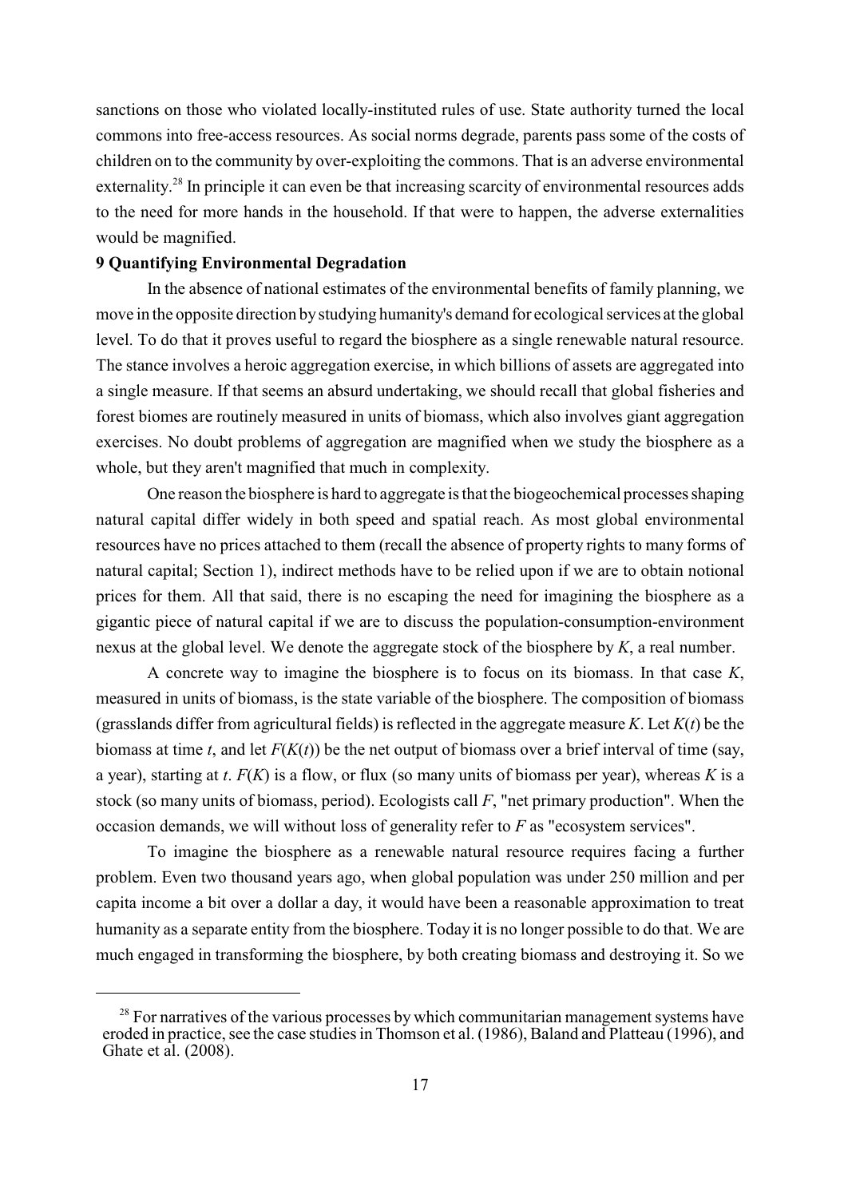sanctions on those who violated locally-instituted rules of use. State authority turned the local commons into free-access resources. As social norms degrade, parents pass some of the costs of children on to the community by over-exploiting the commons. That is an adverse environmental externality.[28] In principle it can even be that increasing scarcity of environmental resources adds to the need for more hands in the household. If that were to happen, the adverse externalities would be magnified.

## 9 Quantifying Environmental Degradation

In the absence of national estimates of the environmental benefits of family planning, we move in the opposite direction by studying humanity's demand for ecological services at the global level. To do that it proves useful to regard the biosphere as a single renewable natural resource. The stance involves a heroic aggregation exercise, in which billions of assets are aggregated into a single measure. If that seems an absurd undertaking, we should recall that global fisheries and forest biomes are routinely measured in units of biomass, which also involves giant aggregation exercises. No doubt problems of aggregation are magnified when we study the biosphere as a whole, but they aren't magnified that much in complexity.

One reason the biosphere is hard to aggregate is that the biogeochemical processes shaping natural capital differ widely in both speed and spatial reach. As most global environmental resources have no prices attached to them (recall the absence of property rights to many forms of natural capital; Section 1), indirect methods have to be relied upon if we are to obtain notional prices for them. All that said, there is no escaping the need for imagining the biosphere as a gigantic piece of natural capital if we are to discuss the population-consumption-environment nexus at the global level. We denote the aggregate stock of the biosphere by $K$, a real number.

A concrete way to imagine the biosphere is to focus on its biomass. In that case $K$, measured in units of biomass, is the state variable of the biosphere. The composition of biomass (grasslands differ from agricultural fields) is reflected in the aggregate measure $K$. Let $K(t)$ be the biomass at time $t$, and let $F(K(t))$ be the net output of biomass over a brief interval of time (say, a year), starting at $t$. $F(K)$ is a flow, or flux (so many units of biomass per year), whereas $K$ is a stock (so many units of biomass, period). Ecologists call $F$, "net primary production". When the occasion demands, we will without loss of generality refer to $F$ as "ecosystem services".

To imagine the biosphere as a renewable natural resource requires facing a further problem. Even two thousand years ago, when global population was under 250 million and per capita income a bit over a dollar a day, it would have been a reasonable approximation to treat humanity as a separate entity from the biosphere. Today it is no longer possible to do that. We are much engaged in transforming the biosphere, by both creating biomass and destroying it. So we

[28] For narratives of the various processes by which communitarian management systems have eroded in practice, see the case studies in Thomson et al. (1986), Baland and Platteau (1996), and Ghate et al. (2008).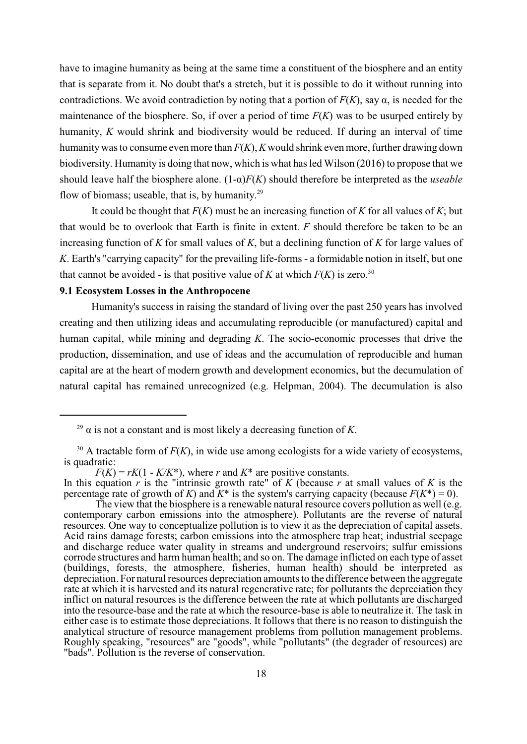have to imagine humanity as being at the same time a constituent of the biosphere and an entity that is separate from it. No doubt that's a stretch, but it is possible to do it without running into contradictions. We avoid contradiction by noting that a portion of $F(K)$, say $\alpha$, is needed for the maintenance of the biosphere. So, if over a period of time $F(K)$ was to be usurped entirely by humanity, $K$ would shrink and biodiversity would be reduced. If during an interval of time humanity was to consume even more than $F(K)$, $K$ would shrink even more, further drawing down biodiversity. Humanity is doing that now, which is what has led Wilson (2016) to propose that we should leave half the biosphere alone. $(1-\alpha)F(K)$ should therefore be interpreted as the *useable* flow of biomass; useable, that is, by humanity.[29]

It could be thought that $F(K)$ must be an increasing function of $K$ for all values of $K$; but that would be to overlook that Earth is finite in extent. $F$ should therefore be taken to be an increasing function of $K$ for small values of $K$, but a declining function of $K$ for large values of $K$. Earth's "carrying capacity" for the prevailing life-forms - a formidable notion in itself, but one that cannot be avoided - is that positive value of $K$ at which $F(K)$ is zero.[30]

### 9.1 Ecosystem Losses in the Anthropocene

Humanity's success in raising the standard of living over the past 250 years has involved creating and then utilizing ideas and accumulating reproducible (or manufactured) capital and human capital, while mining and degrading $K$. The socio-economic processes that drive the production, dissemination, and use of ideas and the accumulation of reproducible and human capital are at the heart of modern growth and development economics, but the decumulation of natural capital has remained unrecognized (e.g. Helpman, 2004). The decumulation is also

---

[29] $\alpha$ is not a constant and is most likely a decreasing function of $K$.

[30] A tractable form of $F(K)$, in wide use among ecologists for a wide variety of ecosystems, is quadratic:

$F(K) = rK(1 - K/K^*)$, where $r$ and $K^*$ are positive constants.

In this equation $r$ is the "intrinsic growth rate" of $K$ (because $r$ at small values of $K$ is the percentage rate of growth of $K$) and $K^*$ is the system's carrying capacity (because $F(K^*) = 0$).

The view that the biosphere is a renewable natural resource covers pollution as well (e.g. contemporary carbon emissions into the atmosphere). Pollutants are the reverse of natural resources. One way to conceptualize pollution is to view it as the depreciation of capital assets. Acid rains damage forests; carbon emissions into the atmosphere trap heat; industrial seepage and discharge reduce water quality in streams and underground reservoirs; sulfur emissions corrode structures and harm human health; and so on. The damage inflicted on each type of asset (buildings, forests, the atmosphere, fisheries, human health) should be interpreted as depreciation. For natural resources depreciation amounts to the difference between the aggregate rate at which it is harvested and its natural regenerative rate; for pollutants the depreciation they inflict on natural resources is the difference between the rate at which pollutants are discharged into the resource-base and the rate at which the resource-base is able to neutralize it. The task in either case is to estimate those depreciations. It follows that there is no reason to distinguish the analytical structure of resource management problems from pollution management problems. Roughly speaking, "resources" are "goods", while "pollutants" (the degrader of resources) are "bads". Pollution is the reverse of conservation.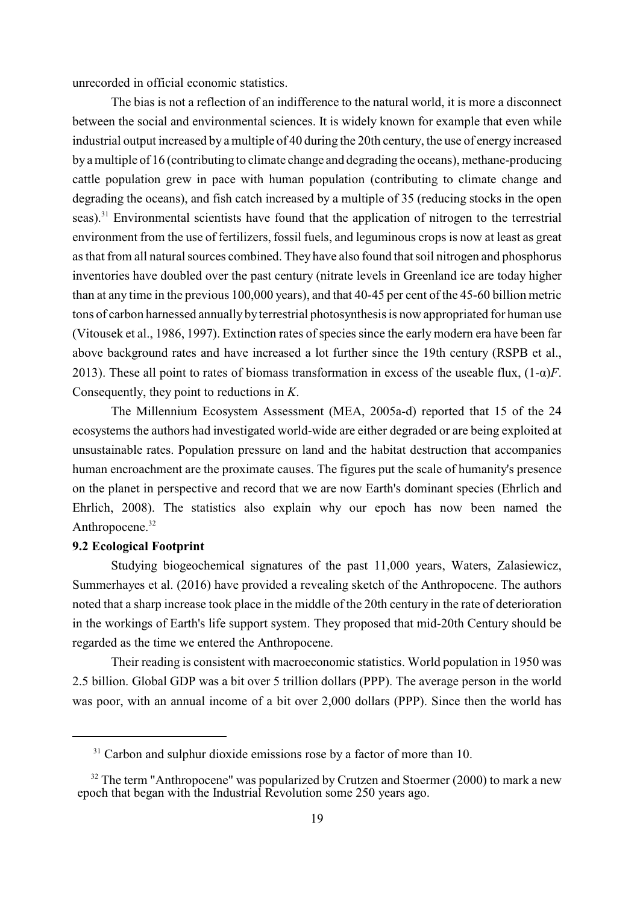unrecorded in official economic statistics.

The bias is not a reflection of an indifference to the natural world, it is more a disconnect between the social and environmental sciences. It is widely known for example that even while industrial output increased by a multiple of 40 during the 20th century, the use of energy increased by a multiple of 16 (contributing to climate change and degrading the oceans), methane-producing cattle population grew in pace with human population (contributing to climate change and degrading the oceans), and fish catch increased by a multiple of 35 (reducing stocks in the open seas).[31] Environmental scientists have found that the application of nitrogen to the terrestrial environment from the use of fertilizers, fossil fuels, and leguminous crops is now at least as great as that from all natural sources combined. They have also found that soil nitrogen and phosphorus inventories have doubled over the past century (nitrate levels in Greenland ice are today higher than at any time in the previous 100,000 years), and that 40-45 per cent of the 45-60 billion metric tons of carbon harnessed annually by terrestrial photosynthesis is now appropriated for human use (Vitousek et al., 1986, 1997). Extinction rates of species since the early modern era have been far above background rates and have increased a lot further since the 19th century (RSPB et al., 2013). These all point to rates of biomass transformation in excess of the useable flux, $(1-\alpha)F$. Consequently, they point to reductions in $K$.

The Millennium Ecosystem Assessment (MEA, 2005a-d) reported that 15 of the 24 ecosystems the authors had investigated world-wide are either degraded or are being exploited at unsustainable rates. Population pressure on land and the habitat destruction that accompanies human encroachment are the proximate causes. The figures put the scale of humanity's presence on the planet in perspective and record that we are now Earth's dominant species (Ehrlich and Ehrlich, 2008). The statistics also explain why our epoch has now been named the Anthropocene.[32]

**9.2 Ecological Footprint**

Studying biogeochemical signatures of the past 11,000 years, Waters, Zalasiewicz, Summerhayes et al. (2016) have provided a revealing sketch of the Anthropocene. The authors noted that a sharp increase took place in the middle of the 20th century in the rate of deterioration in the workings of Earth's life support system. They proposed that mid-20th Century should be regarded as the time we entered the Anthropocene.

Their reading is consistent with macroeconomic statistics. World population in 1950 was 2.5 billion. Global GDP was a bit over 5 trillion dollars (PPP). The average person in the world was poor, with an annual income of a bit over 2,000 dollars (PPP). Since then the world has

---

[31] Carbon and sulphur dioxide emissions rose by a factor of more than 10.

[32] The term "Anthropocene" was popularized by Crutzen and Stoermer (2000) to mark a new epoch that began with the Industrial Revolution some 250 years ago.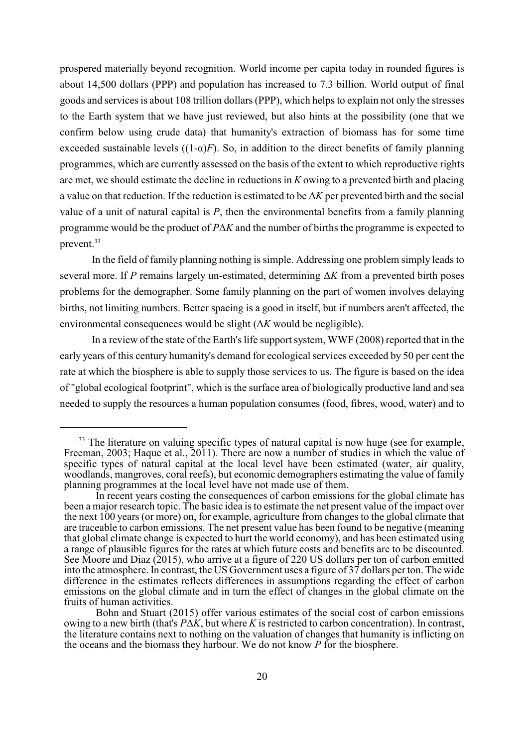prospered materially beyond recognition. World income per capita today in rounded figures is about 14,500 dollars (PPP) and population has increased to 7.3 billion. World output of final goods and services is about 108 trillion dollars (PPP), which helps to explain not only the stresses to the Earth system that we have just reviewed, but also hints at the possibility (one that we confirm below using crude data) that humanity's extraction of biomass has for some time exceeded sustainable levels ($(1\text{-}\alpha)F$). So, in addition to the direct benefits of family planning programmes, which are currently assessed on the basis of the extent to which reproductive rights are met, we should estimate the decline in reductions in $K$ owing to a prevented birth and placing a value on that reduction. If the reduction is estimated to be $\Delta K$ per prevented birth and the social value of a unit of natural capital is $P$, then the environmental benefits from a family planning programme would be the product of $P\Delta K$ and the number of births the programme is expected to prevent.[33]

In the field of family planning nothing is simple. Addressing one problem simply leads to several more. If $P$ remains largely un-estimated, determining $\Delta K$ from a prevented birth poses problems for the demographer. Some family planning on the part of women involves delaying births, not limiting numbers. Better spacing is a good in itself, but if numbers aren't affected, the environmental consequences would be slight ($\Delta K$ would be negligible).

In a review of the state of the Earth's life support system, WWF (2008) reported that in the early years of this century humanity's demand for ecological services exceeded by 50 per cent the rate at which the biosphere is able to supply those services to us. The figure is based on the idea of "global ecological footprint", which is the surface area of biologically productive land and sea needed to supply the resources a human population consumes (food, fibres, wood, water) and to

---

[33] The literature on valuing specific types of natural capital is now huge (see for example, Freeman, 2003; Haque et al., 2011). There are now a number of studies in which the value of specific types of natural capital at the local level have been estimated (water, air quality, woodlands, mangroves, coral reefs), but economic demographers estimating the value of family planning programmes at the local level have not made use of them.

In recent years costing the consequences of carbon emissions for the global climate has been a major research topic. The basic idea is to estimate the net present value of the impact over the next 100 years (or more) on, for example, agriculture from changes to the global climate that are traceable to carbon emissions. The net present value has been found to be negative (meaning that global climate change is expected to hurt the world economy), and has been estimated using a range of plausible figures for the rates at which future costs and benefits are to be discounted. See Moore and Diaz (2015), who arrive at a figure of 220 US dollars per ton of carbon emitted into the atmosphere. In contrast, the US Government uses a figure of 37 dollars per ton. The wide difference in the estimates reflects differences in assumptions regarding the effect of carbon emissions on the global climate and in turn the effect of changes in the global climate on the fruits of human activities.

Bohn and Stuart (2015) offer various estimates of the social cost of carbon emissions owing to a new birth (that's $P\Delta K$, but where $K$ is restricted to carbon concentration). In contrast, the literature contains next to nothing on the valuation of changes that humanity is inflicting on the oceans and the biomass they harbour. We do not know $P$ for the biosphere.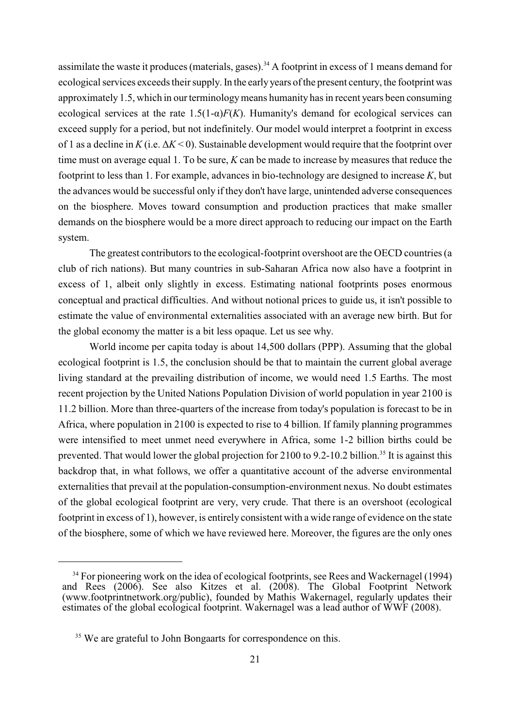assimilate the waste it produces (materials, gases).[34] A footprint in excess of 1 means demand for ecological services exceeds their supply. In the early years of the present century, the footprint was approximately 1.5, which in our terminology means humanity has in recent years been consuming ecological services at the rate $1.5(1\text{-}\alpha)F(K)$. Humanity's demand for ecological services can exceed supply for a period, but not indefinitely. Our model would interpret a footprint in excess of 1 as a decline in $K$ (i.e. $\Delta K < 0$). Sustainable development would require that the footprint over time must on average equal 1. To be sure, $K$ can be made to increase by measures that reduce the footprint to less than 1. For example, advances in bio-technology are designed to increase $K$, but the advances would be successful only if they don't have large, unintended adverse consequences on the biosphere. Moves toward consumption and production practices that make smaller demands on the biosphere would be a more direct approach to reducing our impact on the Earth system.

The greatest contributors to the ecological-footprint overshoot are the OECD countries (a club of rich nations). But many countries in sub-Saharan Africa now also have a footprint in excess of 1, albeit only slightly in excess. Estimating national footprints poses enormous conceptual and practical difficulties. And without notional prices to guide us, it isn't possible to estimate the value of environmental externalities associated with an average new birth. But for the global economy the matter is a bit less opaque. Let us see why.

World income per capita today is about 14,500 dollars (PPP). Assuming that the global ecological footprint is 1.5, the conclusion should be that to maintain the current global average living standard at the prevailing distribution of income, we would need 1.5 Earths. The most recent projection by the United Nations Population Division of world population in year 2100 is 11.2 billion. More than three-quarters of the increase from today's population is forecast to be in Africa, where population in 2100 is expected to rise to 4 billion. If family planning programmes were intensified to meet unmet need everywhere in Africa, some 1-2 billion births could be prevented. That would lower the global projection for 2100 to 9.2-10.2 billion.[35] It is against this backdrop that, in what follows, we offer a quantitative account of the adverse environmental externalities that prevail at the population-consumption-environment nexus. No doubt estimates of the global ecological footprint are very, very crude. That there is an overshoot (ecological footprint in excess of 1), however, is entirely consistent with a wide range of evidence on the state of the biosphere, some of which we have reviewed here. Moreover, the figures are the only ones

---

[34] For pioneering work on the idea of ecological footprints, see Rees and Wackernagel (1994) and Rees (2006). See also Kitzes et al. (2008). The Global Footprint Network (www.footprintnetwork.org/public), founded by Mathis Wakernagel, regularly updates their estimates of the global ecological footprint. Wakernagel was a lead author of WWF (2008).

[35] We are grateful to John Bongaarts for correspondence on this.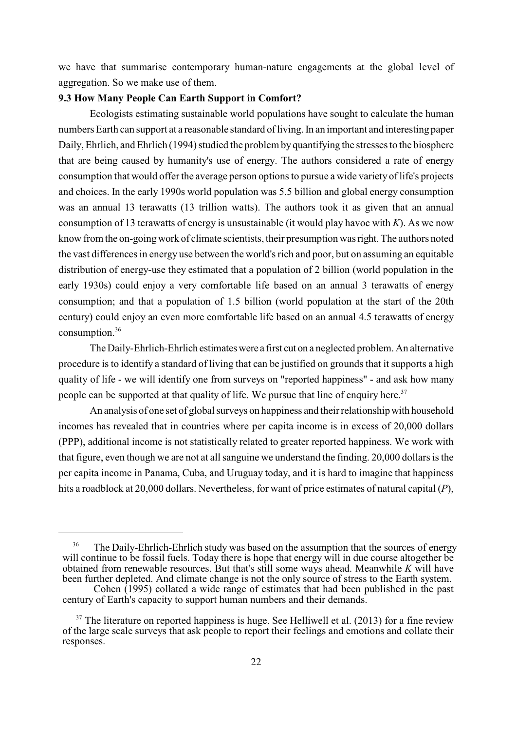we have that summarise contemporary human-nature engagements at the global level of aggregation. So we make use of them.

### 9.3 How Many People Can Earth Support in Comfort?

Ecologists estimating sustainable world populations have sought to calculate the human numbers Earth can support at a reasonable standard of living. In an important and interesting paper Daily, Ehrlich, and Ehrlich (1994) studied the problem by quantifying the stresses to the biosphere that are being caused by humanity's use of energy. The authors considered a rate of energy consumption that would offer the average person options to pursue a wide variety of life's projects and choices. In the early 1990s world population was 5.5 billion and global energy consumption was an annual 13 terawatts (13 trillion watts). The authors took it as given that an annual consumption of 13 terawatts of energy is unsustainable (it would play havoc with $K$). As we now know from the on-going work of climate scientists, their presumption was right. The authors noted the vast differences in energy use between the world's rich and poor, but on assuming an equitable distribution of energy-use they estimated that a population of 2 billion (world population in the early 1930s) could enjoy a very comfortable life based on an annual 3 terawatts of energy consumption; and that a population of 1.5 billion (world population at the start of the 20th century) could enjoy an even more comfortable life based on an annual 4.5 terawatts of energy consumption.[36]

The Daily-Ehrlich-Ehrlich estimates were a first cut on a neglected problem. An alternative procedure is to identify a standard of living that can be justified on grounds that it supports a high quality of life - we will identify one from surveys on "reported happiness" - and ask how many people can be supported at that quality of life. We pursue that line of enquiry here.[37]

An analysis of one set of global surveys on happiness and their relationship with household incomes has revealed that in countries where per capita income is in excess of 20,000 dollars (PPP), additional income is not statistically related to greater reported happiness. We work with that figure, even though we are not at all sanguine we understand the finding. 20,000 dollars is the per capita income in Panama, Cuba, and Uruguay today, and it is hard to imagine that happiness hits a roadblock at 20,000 dollars. Nevertheless, for want of price estimates of natural capital ($P$),

---

[36] The Daily-Ehrlich-Ehrlich study was based on the assumption that the sources of energy will continue to be fossil fuels. Today there is hope that energy will in due course altogether be obtained from renewable resources. But that's still some ways ahead. Meanwhile $K$ will have been further depleted. And climate change is not the only source of stress to the Earth system.

Cohen (1995) collated a wide range of estimates that had been published in the past century of Earth's capacity to support human numbers and their demands.

[37] The literature on reported happiness is huge. See Helliwell et al. (2013) for a fine review of the large scale surveys that ask people to report their feelings and emotions and collate their responses.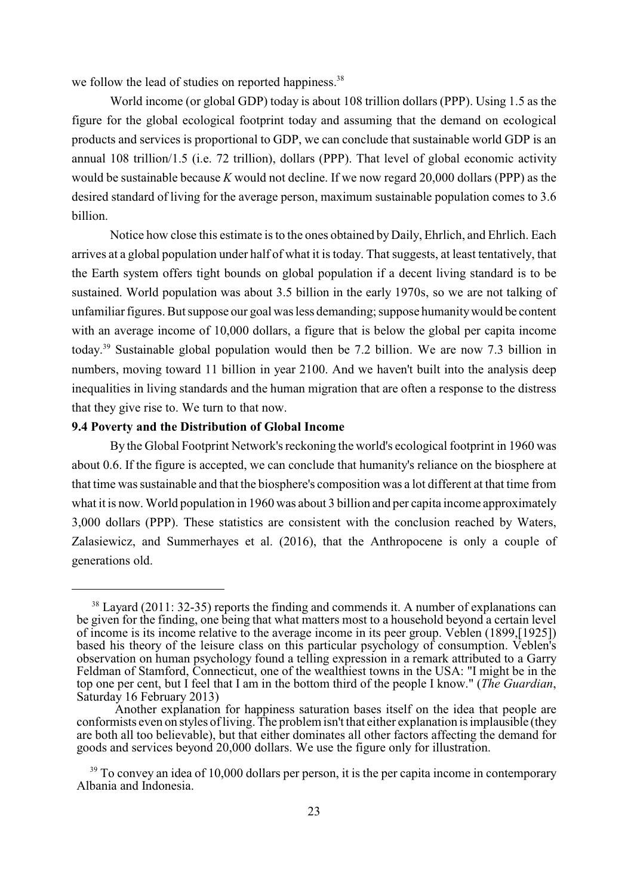we follow the lead of studies on reported happiness.[38]

World income (or global GDP) today is about 108 trillion dollars (PPP). Using 1.5 as the figure for the global ecological footprint today and assuming that the demand on ecological products and services is proportional to GDP, we can conclude that sustainable world GDP is an annual 108 trillion/1.5 (i.e. 72 trillion), dollars (PPP). That level of global economic activity would be sustainable because $K$ would not decline. If we now regard 20,000 dollars (PPP) as the desired standard of living for the average person, maximum sustainable population comes to 3.6 billion.

Notice how close this estimate is to the ones obtained by Daily, Ehrlich, and Ehrlich. Each arrives at a global population under half of what it is today. That suggests, at least tentatively, that the Earth system offers tight bounds on global population if a decent living standard is to be sustained. World population was about 3.5 billion in the early 1970s, so we are not talking of unfamiliar figures. But suppose our goal was less demanding; suppose humanity would be content with an average income of 10,000 dollars, a figure that is below the global per capita income today.[39] Sustainable global population would then be 7.2 billion. We are now 7.3 billion in numbers, moving toward 11 billion in year 2100. And we haven't built into the analysis deep inequalities in living standards and the human migration that are often a response to the distress that they give rise to. We turn to that now.

### 9.4 Poverty and the Distribution of Global Income

By the Global Footprint Network's reckoning the world's ecological footprint in 1960 was about 0.6. If the figure is accepted, we can conclude that humanity's reliance on the biosphere at that time was sustainable and that the biosphere's composition was a lot different at that time from what it is now. World population in 1960 was about 3 billion and per capita income approximately 3,000 dollars (PPP). These statistics are consistent with the conclusion reached by Waters, Zalasiewicz, and Summerhayes et al. (2016), that the Anthropocene is only a couple of generations old.

---

[38] Layard (2011: 32-35) reports the finding and commends it. A number of explanations can be given for the finding, one being that what matters most to a household beyond a certain level of income is its income relative to the average income in its peer group. Veblen (1899,[1925]) based his theory of the leisure class on this particular psychology of consumption. Veblen's observation on human psychology found a telling expression in a remark attributed to a Garry Feldman of Stamford, Connecticut, one of the wealthiest towns in the USA: "I might be in the top one per cent, but I feel that I am in the bottom third of the people I know." (*The Guardian*, Saturday 16 February 2013)

Another explanation for happiness saturation bases itself on the idea that people are conformists even on styles of living. The problem isn't that either explanation is implausible (they are both all too believable), but that either dominates all other factors affecting the demand for goods and services beyond 20,000 dollars. We use the figure only for illustration.

[39] To convey an idea of 10,000 dollars per person, it is the per capita income in contemporary Albania and Indonesia.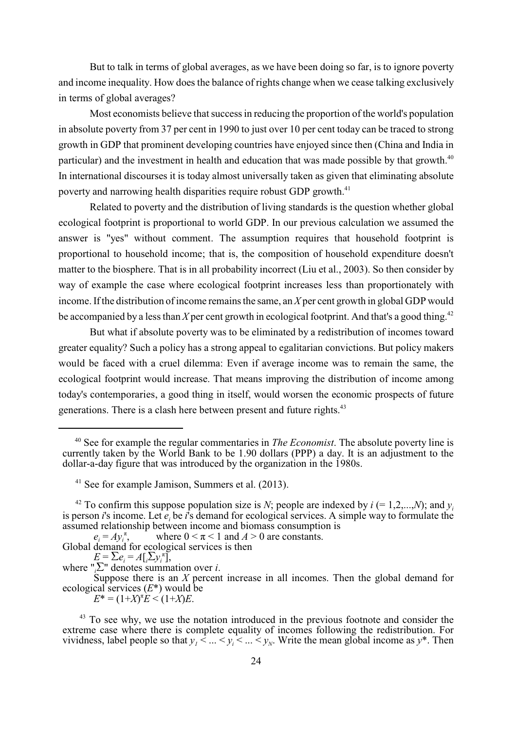But to talk in terms of global averages, as we have been doing so far, is to ignore poverty and income inequality. How does the balance of rights change when we cease talking exclusively in terms of global averages?

Most economists believe that success in reducing the proportion of the world's population in absolute poverty from 37 per cent in 1990 to just over 10 per cent today can be traced to strong growth in GDP that prominent developing countries have enjoyed since then (China and India in particular) and the investment in health and education that was made possible by that growth.[40] In international discourses it is today almost universally taken as given that eliminating absolute poverty and narrowing health disparities require robust GDP growth.[41]

Related to poverty and the distribution of living standards is the question whether global ecological footprint is proportional to world GDP. In our previous calculation we assumed the answer is "yes" without comment. The assumption requires that household footprint is proportional to household income; that is, the composition of household expenditure doesn't matter to the biosphere. That is in all probability incorrect (Liu et al., 2003). So then consider by way of example the case where ecological footprint increases less than proportionately with income. If the distribution of income remains the same, an $X$ per cent growth in global GDP would be accompanied by a less than $X$ per cent growth in ecological footprint. And that's a good thing.[42]

But what if absolute poverty was to be eliminated by a redistribution of incomes toward greater equality? Such a policy has a strong appeal to egalitarian convictions. But policy makers would be faced with a cruel dilemma: Even if average income was to remain the same, the ecological footprint would increase. That means improving the distribution of income among today's contemporaries, a good thing in itself, would worsen the economic prospects of future generations. There is a clash here between present and future rights.[43]

---

[40] See for example the regular commentaries in *The Economist*. The absolute poverty line is currently taken by the World Bank to be 1.90 dollars (PPP) a day. It is an adjustment to the dollar-a-day figure that was introduced by the organization in the 1980s.

[41] See for example Jamison, Summers et al. (2013).

[42] To confirm this suppose population size is $N$; people are indexed by $i$ (= 1,2,...,$N$); and $y_i$ is person $i$'s income. Let $e_i$ be $i$'s demand for ecological services. A simple way to formulate the assumed relationship between income and biomass consumption is

$$e_i = Ay_i^{\pi}, \qquad \text{where } 0 < \pi < 1 \text{ and } A > 0 \text{ are constants.}$$

Global demand for ecological services is then

$$E = \sum e_i = A[{}_i\sum y_i^{\pi}],$$

where "${}_i\sum$" denotes summation over $i$.

Suppose there is an $X$ percent increase in all incomes. Then the global demand for ecological services ($E^*$) would be

$$E^* = (1+X)^{\pi}E < (1+X)E.$$

[43] To see why, we use the notation introduced in the previous footnote and consider the extreme case where there is complete equality of incomes following the redistribution. For vividness, label people so that $y_1 < ... < y_i < ... < y_N$. Write the mean global income as $y^*$. Then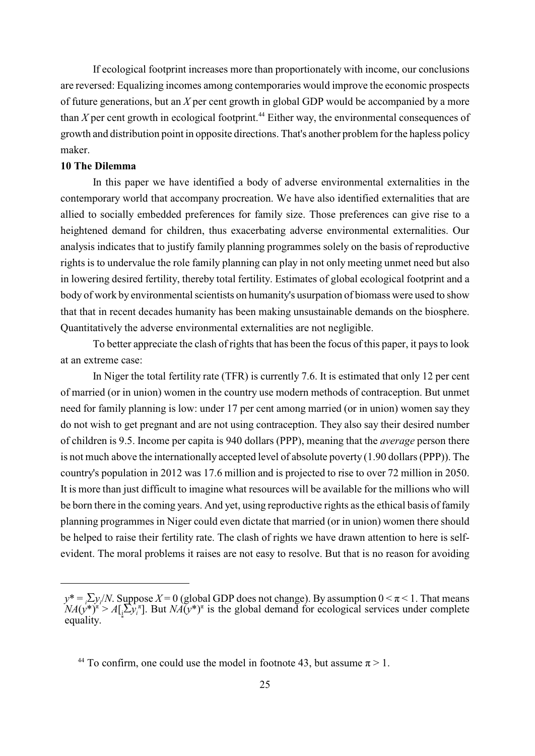If ecological footprint increases more than proportionately with income, our conclusions are reversed: Equalizing incomes among contemporaries would improve the economic prospects of future generations, but an *X* per cent growth in global GDP would be accompanied by a more than *X* per cent growth in ecological footprint.[44] Either way, the environmental consequences of growth and distribution point in opposite directions. That's another problem for the hapless policy maker.

**10 The Dilemma**

In this paper we have identified a body of adverse environmental externalities in the contemporary world that accompany procreation. We have also identified externalities that are allied to socially embedded preferences for family size. Those preferences can give rise to a heightened demand for children, thus exacerbating adverse environmental externalities. Our analysis indicates that to justify family planning programmes solely on the basis of reproductive rights is to undervalue the role family planning can play in not only meeting unmet need but also in lowering desired fertility, thereby total fertility. Estimates of global ecological footprint and a body of work by environmental scientists on humanity's usurpation of biomass were used to show that that in recent decades humanity has been making unsustainable demands on the biosphere. Quantitatively the adverse environmental externalities are not negligible.

To better appreciate the clash of rights that has been the focus of this paper, it pays to look at an extreme case:

In Niger the total fertility rate (TFR) is currently 7.6. It is estimated that only 12 per cent of married (or in union) women in the country use modern methods of contraception. But unmet need for family planning is low: under 17 per cent among married (or in union) women say they do not wish to get pregnant and are not using contraception. They also say their desired number of children is 9.5. Income per capita is 940 dollars (PPP), meaning that the *average* person there is not much above the internationally accepted level of absolute poverty (1.90 dollars (PPP)). The country's population in 2012 was 17.6 million and is projected to rise to over 72 million in 2050. It is more than just difficult to imagine what resources will be available for the millions who will be born there in the coming years. And yet, using reproductive rights as the ethical basis of family planning programmes in Niger could even dictate that married (or in union) women there should be helped to raise their fertility rate. The clash of rights we have drawn attention to here is self-evident. The moral problems it raises are not easy to resolve. But that is no reason for avoiding

---

$y^* = {}_i\sum y_i/N$. Suppose $X = 0$ (global GDP does not change). By assumption $0 < \pi < 1$. That means $NA(y^*)^\pi > A[{}_i\sum y_i^\pi]$. But $NA(y^*)^\pi$ is the global demand for ecological services under complete equality.

[44] To confirm, one could use the model in footnote 43, but assume $\pi > 1$.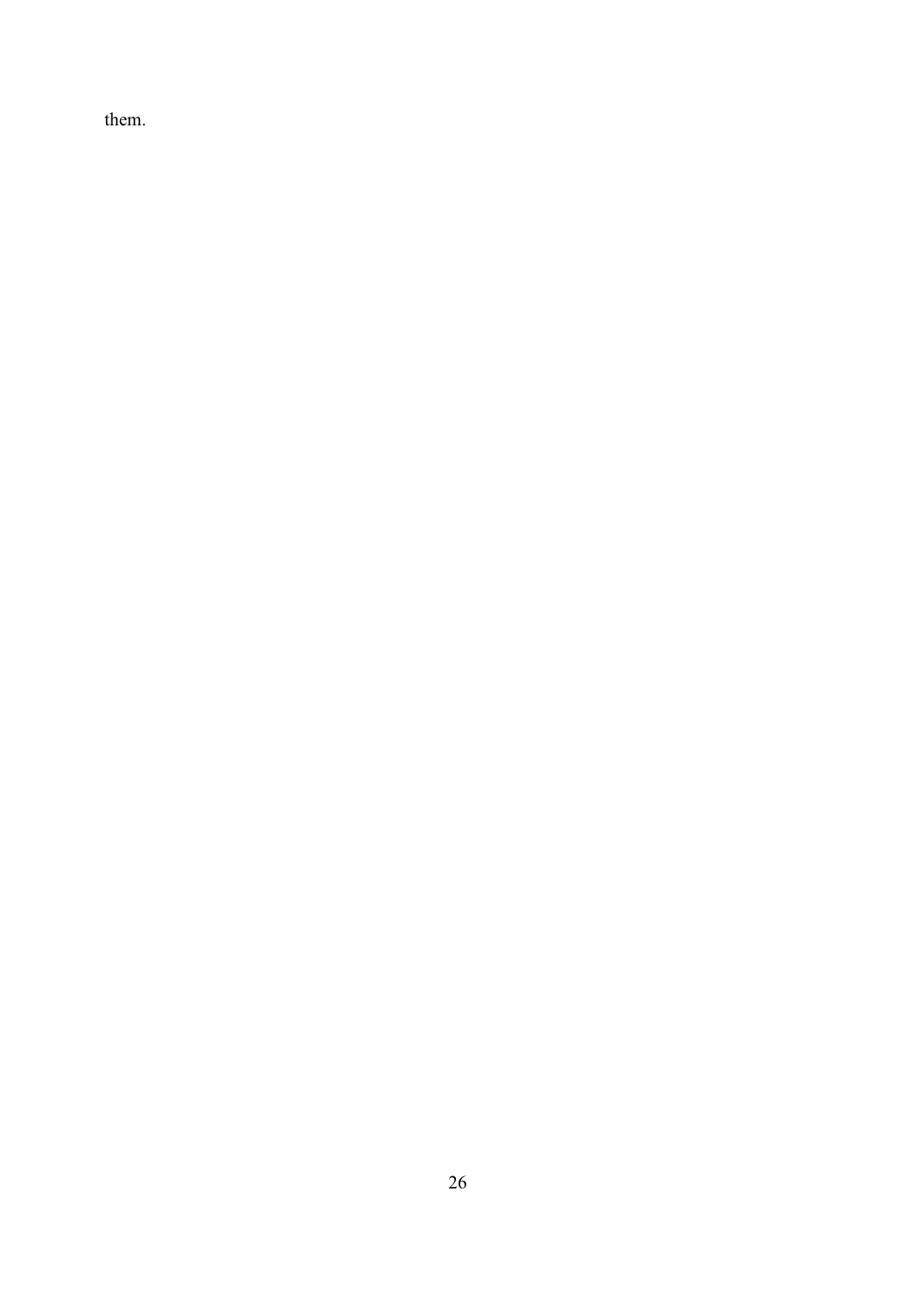them.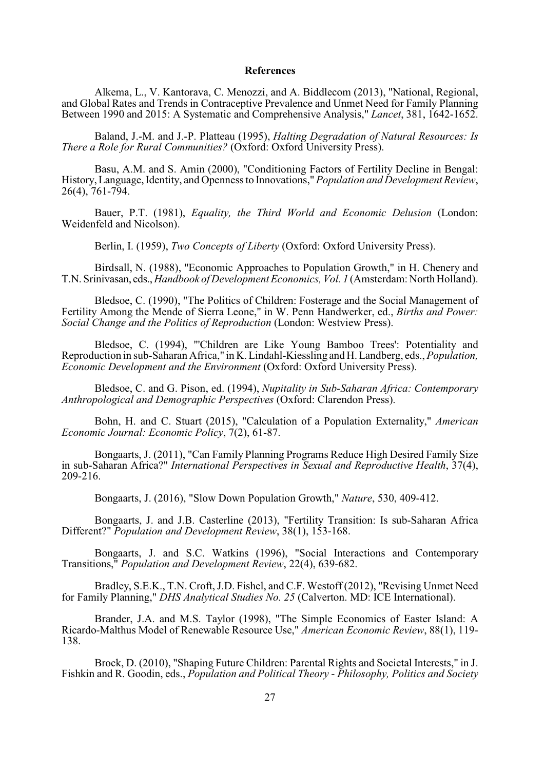## References

Alkema, L., V. Kantorava, C. Menozzi, and A. Biddlecom (2013), "National, Regional, and Global Rates and Trends in Contraceptive Prevalence and Unmet Need for Family Planning Between 1990 and 2015: A Systematic and Comprehensive Analysis," *Lancet*, 381, 1642-1652.

Baland, J.-M. and J.-P. Platteau (1995), *Halting Degradation of Natural Resources: Is There a Role for Rural Communities?* (Oxford: Oxford University Press).

Basu, A.M. and S. Amin (2000), "Conditioning Factors of Fertility Decline in Bengal: History, Language, Identity, and Openness to Innovations," *Population and Development Review*, 26(4), 761-794.

Bauer, P.T. (1981), *Equality, the Third World and Economic Delusion* (London: Weidenfeld and Nicolson).

Berlin, I. (1959), *Two Concepts of Liberty* (Oxford: Oxford University Press).

Birdsall, N. (1988), "Economic Approaches to Population Growth," in H. Chenery and T.N. Srinivasan, eds., *Handbook of Development Economics, Vol. 1* (Amsterdam: North Holland).

Bledsoe, C. (1990), "The Politics of Children: Fosterage and the Social Management of Fertility Among the Mende of Sierra Leone," in W. Penn Handwerker, ed., *Births and Power: Social Change and the Politics of Reproduction* (London: Westview Press).

Bledsoe, C. (1994), "'Children are Like Young Bamboo Trees': Potentiality and Reproduction in sub-Saharan Africa," in K. Lindahl-Kiessling and H. Landberg, eds., *Population, Economic Development and the Environment* (Oxford: Oxford University Press).

Bledsoe, C. and G. Pison, ed. (1994), *Nupitality in Sub-Saharan Africa: Contemporary Anthropological and Demographic Perspectives* (Oxford: Clarendon Press).

Bohn, H. and C. Stuart (2015), "Calculation of a Population Externality," *American Economic Journal: Economic Policy*, 7(2), 61-87.

Bongaarts, J. (2011), "Can Family Planning Programs Reduce High Desired Family Size in sub-Saharan Africa?" *International Perspectives in Sexual and Reproductive Health*, 37(4), 209-216.

Bongaarts, J. (2016), "Slow Down Population Growth," *Nature*, 530, 409-412.

Bongaarts, J. and J.B. Casterline (2013), "Fertility Transition: Is sub-Saharan Africa Different?" *Population and Development Review*, 38(1), 153-168.

Bongaarts, J. and S.C. Watkins (1996), "Social Interactions and Contemporary Transitions," *Population and Development Review*, 22(4), 639-682.

Bradley, S.E.K., T.N. Croft, J.D. Fishel, and C.F. Westoff (2012), "Revising Unmet Need for Family Planning," *DHS Analytical Studies No. 25* (Calverton. MD: ICE International).

Brander, J.A. and M.S. Taylor (1998), "The Simple Economics of Easter Island: A Ricardo-Malthus Model of Renewable Resource Use," *American Economic Review*, 88(1), 119-138.

Brock, D. (2010), "Shaping Future Children: Parental Rights and Societal Interests," in J. Fishkin and R. Goodin, eds., *Population and Political Theory - Philosophy, Politics and Society*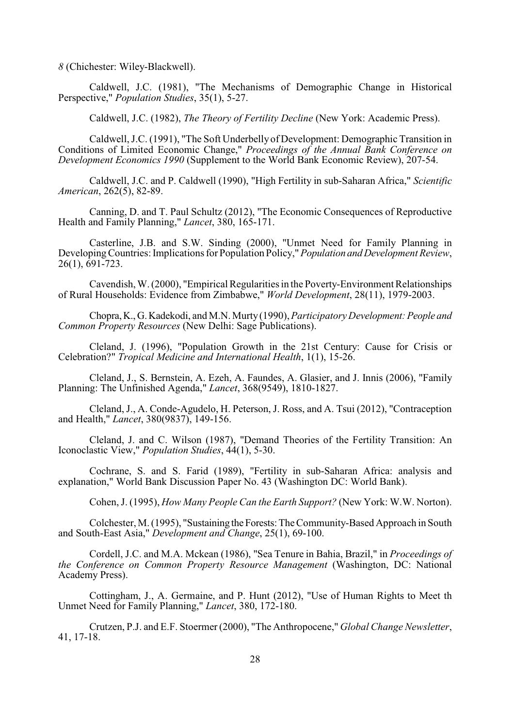*8* (Chichester: Wiley-Blackwell).

Caldwell, J.C. (1981), "The Mechanisms of Demographic Change in Historical Perspective," *Population Studies*, 35(1), 5-27.

Caldwell, J.C. (1982), *The Theory of Fertility Decline* (New York: Academic Press).

Caldwell, J.C. (1991), "The Soft Underbelly of Development: Demographic Transition in Conditions of Limited Economic Change," *Proceedings of the Annual Bank Conference on Development Economics 1990* (Supplement to the World Bank Economic Review), 207-54.

Caldwell, J.C. and P. Caldwell (1990), "High Fertility in sub-Saharan Africa," *Scientific American*, 262(5), 82-89.

Canning, D. and T. Paul Schultz (2012), "The Economic Consequences of Reproductive Health and Family Planning," *Lancet*, 380, 165-171.

Casterline, J.B. and S.W. Sinding (2000), "Unmet Need for Family Planning in Developing Countries: Implications for Population Policy," *Population and Development Review*, 26(1), 691-723.

Cavendish, W. (2000), "Empirical Regularities in the Poverty-Environment Relationships of Rural Households: Evidence from Zimbabwe," *World Development*, 28(11), 1979-2003.

Chopra, K., G. Kadekodi, and M.N. Murty (1990), *Participatory Development: People and Common Property Resources* (New Delhi: Sage Publications).

Cleland, J. (1996), "Population Growth in the 21st Century: Cause for Crisis or Celebration?" *Tropical Medicine and International Health*, 1(1), 15-26.

Cleland, J., S. Bernstein, A. Ezeh, A. Faundes, A. Glasier, and J. Innis (2006), "Family Planning: The Unfinished Agenda," *Lancet*, 368(9549), 1810-1827.

Cleland, J., A. Conde-Agudelo, H. Peterson, J. Ross, and A. Tsui (2012), "Contraception and Health," *Lancet*, 380(9837), 149-156.

Cleland, J. and C. Wilson (1987), "Demand Theories of the Fertility Transition: An Iconoclastic View," *Population Studies*, 44(1), 5-30.

Cochrane, S. and S. Farid (1989), "Fertility in sub-Saharan Africa: analysis and explanation," World Bank Discussion Paper No. 43 (Washington DC: World Bank).

Cohen, J. (1995), *How Many People Can the Earth Support?* (New York: W.W. Norton).

Colchester, M. (1995), "Sustaining the Forests: The Community-Based Approach in South and South-East Asia," *Development and Change*, 25(1), 69-100.

Cordell, J.C. and M.A. Mckean (1986), "Sea Tenure in Bahia, Brazil," in *Proceedings of the Conference on Common Property Resource Management* (Washington, DC: National Academy Press).

Cottingham, J., A. Germaine, and P. Hunt (2012), "Use of Human Rights to Meet th Unmet Need for Family Planning," *Lancet*, 380, 172-180.

Crutzen, P.J. and E.F. Stoermer (2000), "The Anthropocene," *Global Change Newsletter*, 41, 17-18.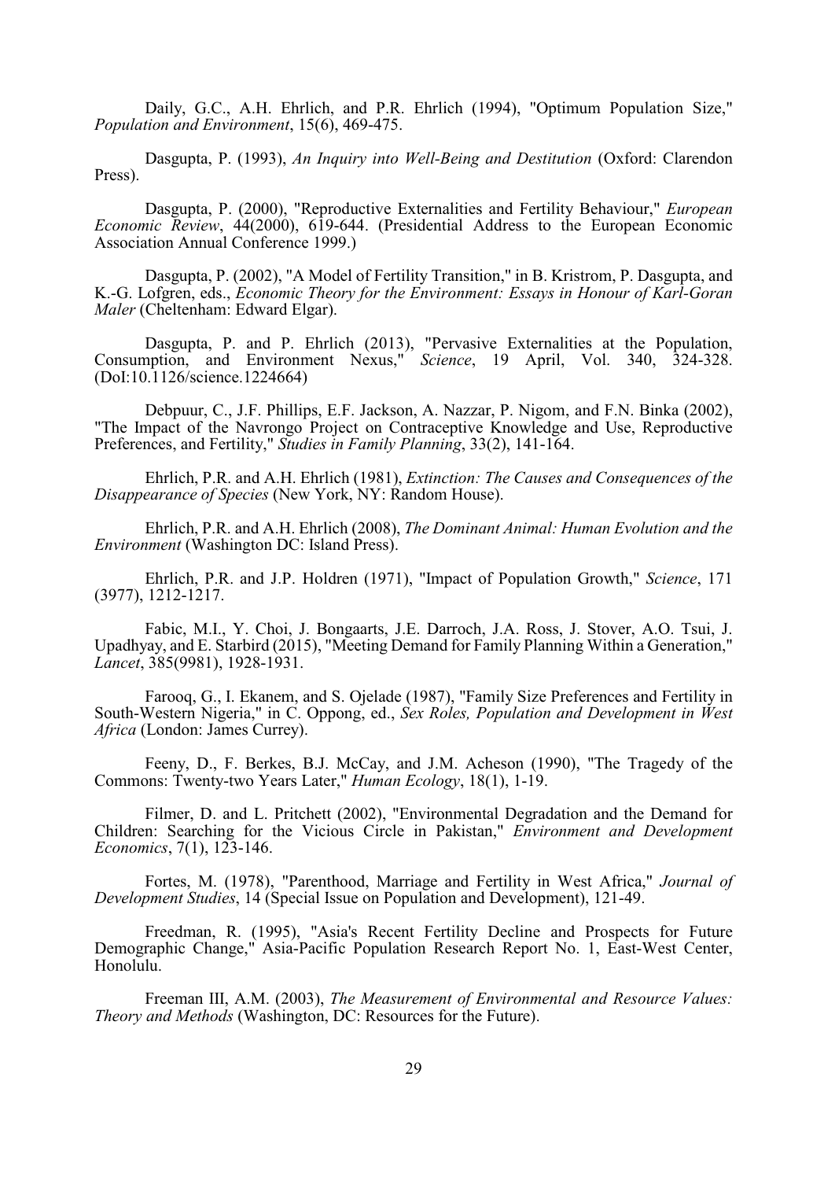Daily, G.C., A.H. Ehrlich, and P.R. Ehrlich (1994), "Optimum Population Size," *Population and Environment*, 15(6), 469-475.

Dasgupta, P. (1993), *An Inquiry into Well-Being and Destitution* (Oxford: Clarendon Press).

Dasgupta, P. (2000), "Reproductive Externalities and Fertility Behaviour," *European Economic Review*, 44(2000), 619-644. (Presidential Address to the European Economic Association Annual Conference 1999.)

Dasgupta, P. (2002), "A Model of Fertility Transition," in B. Kristrom, P. Dasgupta, and K.-G. Lofgren, eds., *Economic Theory for the Environment: Essays in Honour of Karl-Goran Maler* (Cheltenham: Edward Elgar).

Dasgupta, P. and P. Ehrlich (2013), "Pervasive Externalities at the Population, Consumption, and Environment Nexus," *Science*, 19 April, Vol. 340, 324-328. (DoI:10.1126/science.1224664)

Debpuur, C., J.F. Phillips, E.F. Jackson, A. Nazzar, P. Nigom, and F.N. Binka (2002), "The Impact of the Navrongo Project on Contraceptive Knowledge and Use, Reproductive Preferences, and Fertility," *Studies in Family Planning*, 33(2), 141-164.

Ehrlich, P.R. and A.H. Ehrlich (1981), *Extinction: The Causes and Consequences of the Disappearance of Species* (New York, NY: Random House).

Ehrlich, P.R. and A.H. Ehrlich (2008), *The Dominant Animal: Human Evolution and the Environment* (Washington DC: Island Press).

Ehrlich, P.R. and J.P. Holdren (1971), "Impact of Population Growth," *Science*, 171 (3977), 1212-1217.

Fabic, M.I., Y. Choi, J. Bongaarts, J.E. Darroch, J.A. Ross, J. Stover, A.O. Tsui, J. Upadhyay, and E. Starbird (2015), "Meeting Demand for Family Planning Within a Generation," *Lancet*, 385(9981), 1928-1931.

Farooq, G., I. Ekanem, and S. Ojelade (1987), "Family Size Preferences and Fertility in South-Western Nigeria," in C. Oppong, ed., *Sex Roles, Population and Development in West Africa* (London: James Currey).

Feeny, D., F. Berkes, B.J. McCay, and J.M. Acheson (1990), "The Tragedy of the Commons: Twenty-two Years Later," *Human Ecology*, 18(1), 1-19.

Filmer, D. and L. Pritchett (2002), "Environmental Degradation and the Demand for Children: Searching for the Vicious Circle in Pakistan," *Environment and Development Economics*, 7(1), 123-146.

Fortes, M. (1978), "Parenthood, Marriage and Fertility in West Africa," *Journal of Development Studies*, 14 (Special Issue on Population and Development), 121-49.

Freedman, R. (1995), "Asia's Recent Fertility Decline and Prospects for Future Demographic Change," Asia-Pacific Population Research Report No. 1, East-West Center, Honolulu.

Freeman III, A.M. (2003), *The Measurement of Environmental and Resource Values: Theory and Methods* (Washington, DC: Resources for the Future).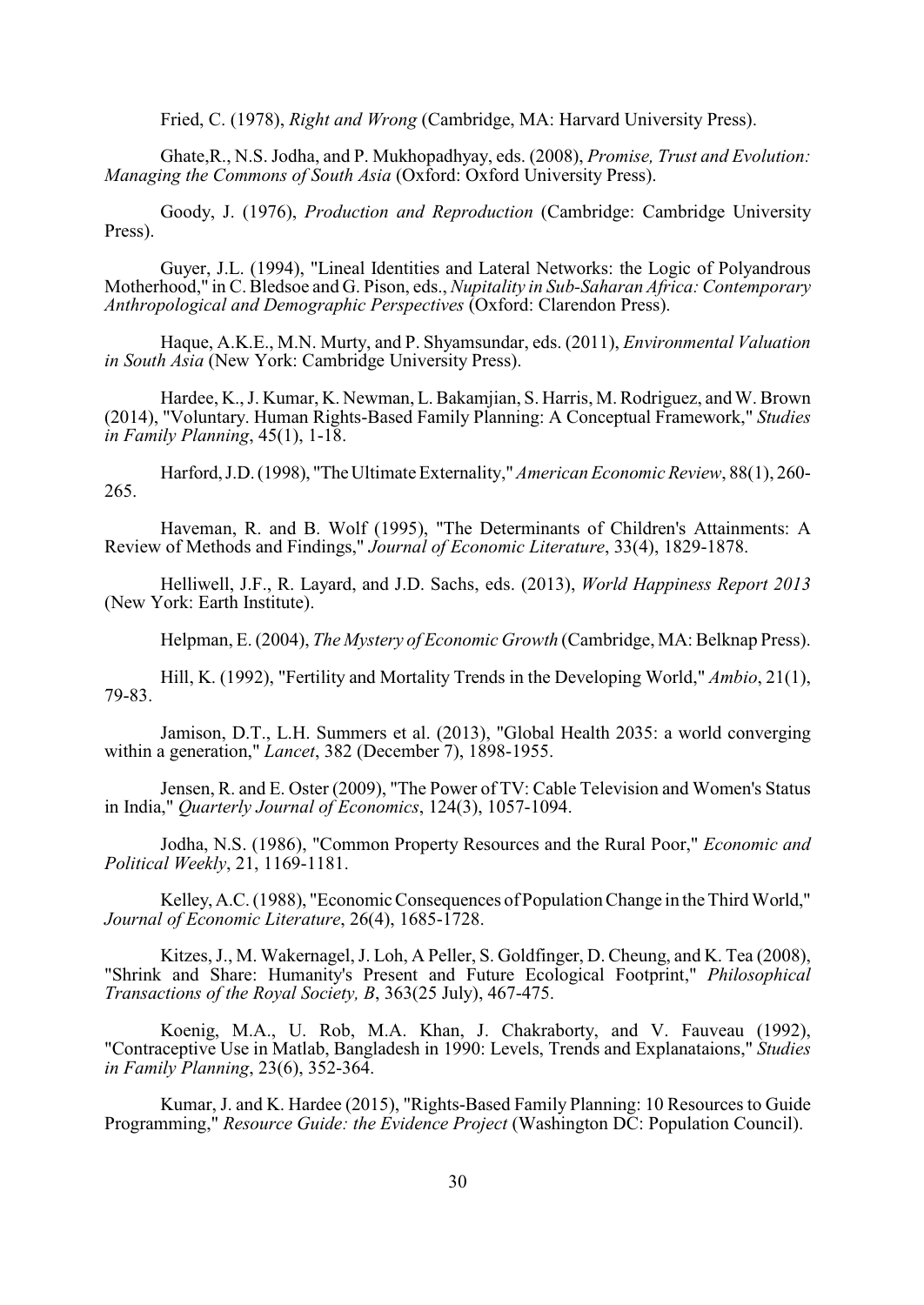Fried, C. (1978), *Right and Wrong* (Cambridge, MA: Harvard University Press).

Ghate,R., N.S. Jodha, and P. Mukhopadhyay, eds. (2008), *Promise, Trust and Evolution: Managing the Commons of South Asia* (Oxford: Oxford University Press).

Goody, J. (1976), *Production and Reproduction* (Cambridge: Cambridge University Press).

Guyer, J.L. (1994), "Lineal Identities and Lateral Networks: the Logic of Polyandrous Motherhood," in C. Bledsoe and G. Pison, eds., *Nupitality in Sub-Saharan Africa: Contemporary Anthropological and Demographic Perspectives* (Oxford: Clarendon Press).

Haque, A.K.E., M.N. Murty, and P. Shyamsundar, eds. (2011), *Environmental Valuation in South Asia* (New York: Cambridge University Press).

Hardee, K., J. Kumar, K. Newman, L. Bakamjian, S. Harris, M. Rodriguez, and W. Brown (2014), "Voluntary. Human Rights-Based Family Planning: A Conceptual Framework," *Studies in Family Planning*, 45(1), 1-18.

Harford, J.D. (1998), "The Ultimate Externality," *American Economic Review*, 88(1), 260-265.

Haveman, R. and B. Wolf (1995), "The Determinants of Children's Attainments: A Review of Methods and Findings," *Journal of Economic Literature*, 33(4), 1829-1878.

Helliwell, J.F., R. Layard, and J.D. Sachs, eds. (2013), *World Happiness Report 2013* (New York: Earth Institute).

Helpman, E. (2004), *The Mystery of Economic Growth* (Cambridge, MA: Belknap Press).

Hill, K. (1992), "Fertility and Mortality Trends in the Developing World," *Ambio*, 21(1), 79-83.

Jamison, D.T., L.H. Summers et al. (2013), "Global Health 2035: a world converging within a generation," *Lancet*, 382 (December 7), 1898-1955.

Jensen, R. and E. Oster (2009), "The Power of TV: Cable Television and Women's Status in India," *Quarterly Journal of Economics*, 124(3), 1057-1094.

Jodha, N.S. (1986), "Common Property Resources and the Rural Poor," *Economic and Political Weekly*, 21, 1169-1181.

Kelley, A.C. (1988), "Economic Consequences of Population Change in the Third World," *Journal of Economic Literature*, 26(4), 1685-1728.

Kitzes, J., M. Wakernagel, J. Loh, A Peller, S. Goldfinger, D. Cheung, and K. Tea (2008), "Shrink and Share: Humanity's Present and Future Ecological Footprint," *Philosophical Transactions of the Royal Society, B*, 363(25 July), 467-475.

Koenig, M.A., U. Rob, M.A. Khan, J. Chakraborty, and V. Fauveau (1992), "Contraceptive Use in Matlab, Bangladesh in 1990: Levels, Trends and Explanataions," *Studies in Family Planning*, 23(6), 352-364.

Kumar, J. and K. Hardee (2015), "Rights-Based Family Planning: 10 Resources to Guide Programming," *Resource Guide: the Evidence Project* (Washington DC: Population Council).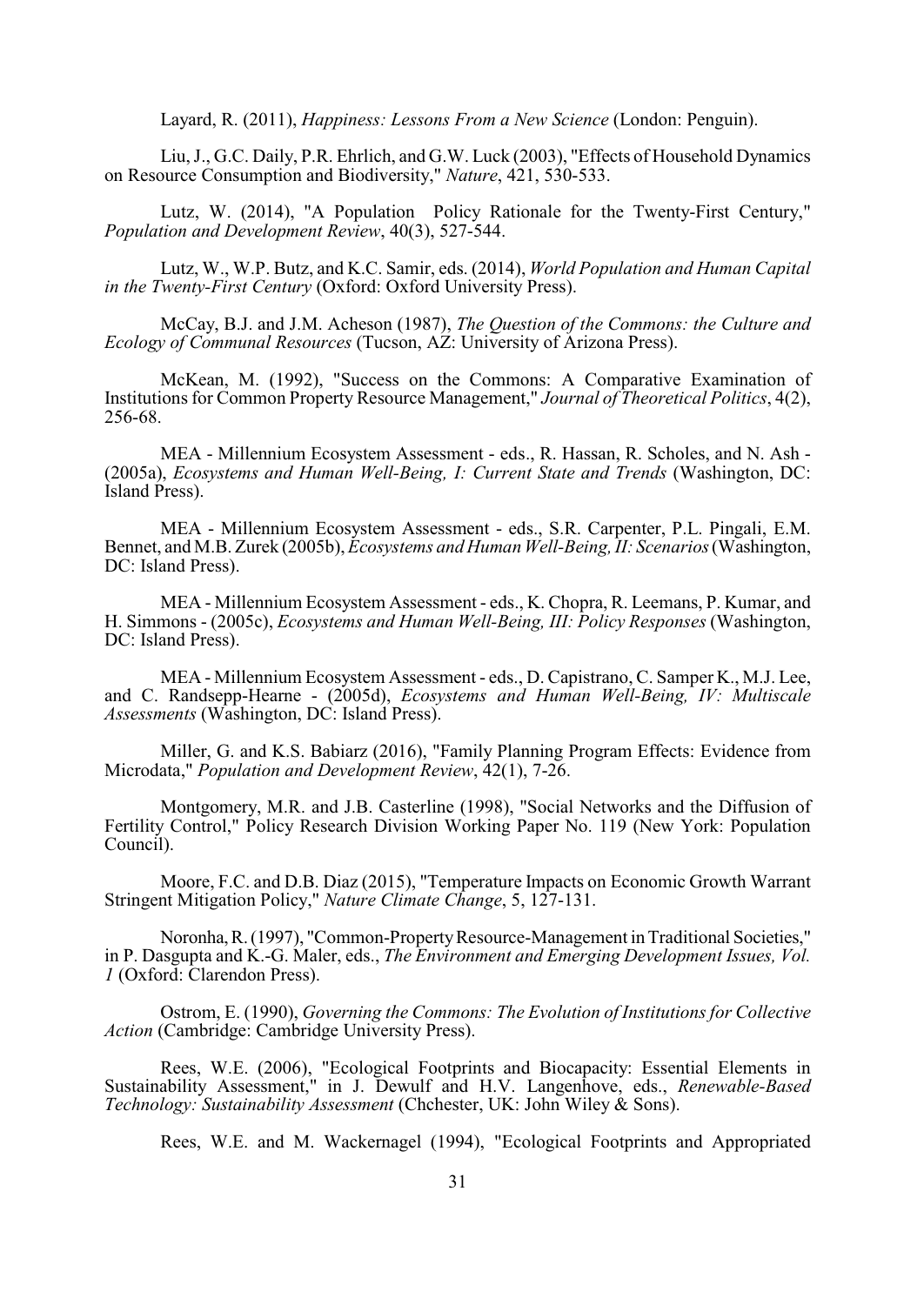Layard, R. (2011), *Happiness: Lessons From a New Science* (London: Penguin).

Liu, J., G.C. Daily, P.R. Ehrlich, and G.W. Luck (2003), "Effects of Household Dynamics on Resource Consumption and Biodiversity," *Nature*, 421, 530-533.

Lutz, W. (2014), "A Population Policy Rationale for the Twenty-First Century," *Population and Development Review*, 40(3), 527-544.

Lutz, W., W.P. Butz, and K.C. Samir, eds. (2014), *World Population and Human Capital in the Twenty-First Century* (Oxford: Oxford University Press).

McCay, B.J. and J.M. Acheson (1987), *The Question of the Commons: the Culture and Ecology of Communal Resources* (Tucson, AZ: University of Arizona Press).

McKean, M. (1992), "Success on the Commons: A Comparative Examination of Institutions for Common Property Resource Management," *Journal of Theoretical Politics*, 4(2), 256-68.

MEA - Millennium Ecosystem Assessment - eds., R. Hassan, R. Scholes, and N. Ash - (2005a), *Ecosystems and Human Well-Being, I: Current State and Trends* (Washington, DC: Island Press).

MEA - Millennium Ecosystem Assessment - eds., S.R. Carpenter, P.L. Pingali, E.M. Bennet, and M.B. Zurek (2005b), *Ecosystems and Human Well-Being, II: Scenarios* (Washington, DC: Island Press).

MEA - Millennium Ecosystem Assessment - eds., K. Chopra, R. Leemans, P. Kumar, and H. Simmons - (2005c), *Ecosystems and Human Well-Being, III: Policy Responses* (Washington, DC: Island Press).

MEA - Millennium Ecosystem Assessment - eds., D. Capistrano, C. Samper K., M.J. Lee, and C. Randsepp-Hearne - (2005d), *Ecosystems and Human Well-Being, IV: Multiscale Assessments* (Washington, DC: Island Press).

Miller, G. and K.S. Babiarz (2016), "Family Planning Program Effects: Evidence from Microdata," *Population and Development Review*, 42(1), 7-26.

Montgomery, M.R. and J.B. Casterline (1998), "Social Networks and the Diffusion of Fertility Control," Policy Research Division Working Paper No. 119 (New York: Population Council).

Moore, F.C. and D.B. Diaz (2015), "Temperature Impacts on Economic Growth Warrant Stringent Mitigation Policy," *Nature Climate Change*, 5, 127-131.

Noronha, R. (1997), "Common-Property Resource-Management in Traditional Societies," in P. Dasgupta and K.-G. Maler, eds., *The Environment and Emerging Development Issues, Vol. 1* (Oxford: Clarendon Press).

Ostrom, E. (1990), *Governing the Commons: The Evolution of Institutions for Collective Action* (Cambridge: Cambridge University Press).

Rees, W.E. (2006), "Ecological Footprints and Biocapacity: Essential Elements in Sustainability Assessment," in J. Dewulf and H.V. Langenhove, eds., *Renewable-Based Technology: Sustainability Assessment* (Chchester, UK: John Wiley & Sons).

Rees, W.E. and M. Wackernagel (1994), "Ecological Footprints and Appropriated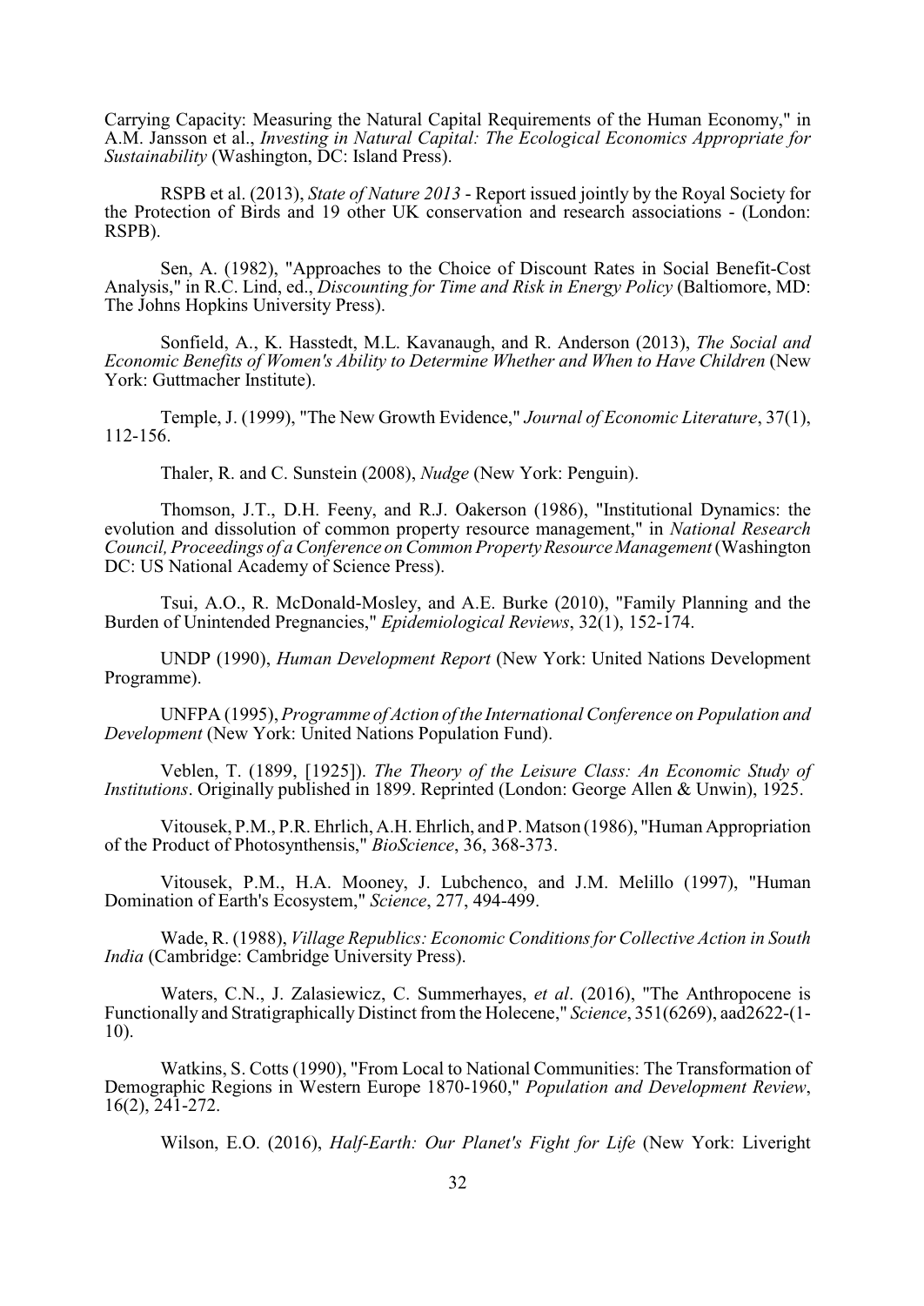Carrying Capacity: Measuring the Natural Capital Requirements of the Human Economy," in A.M. Jansson et al., *Investing in Natural Capital: The Ecological Economics Appropriate for Sustainability* (Washington, DC: Island Press).

RSPB et al. (2013), *State of Nature 2013* - Report issued jointly by the Royal Society for the Protection of Birds and 19 other UK conservation and research associations - (London: RSPB).

Sen, A. (1982), "Approaches to the Choice of Discount Rates in Social Benefit-Cost Analysis," in R.C. Lind, ed., *Discounting for Time and Risk in Energy Policy* (Baltiomore, MD: The Johns Hopkins University Press).

Sonfield, A., K. Hasstedt, M.L. Kavanaugh, and R. Anderson (2013), *The Social and Economic Benefits of Women's Ability to Determine Whether and When to Have Children* (New York: Guttmacher Institute).

Temple, J. (1999), "The New Growth Evidence," *Journal of Economic Literature*, 37(1), 112-156.

Thaler, R. and C. Sunstein (2008), *Nudge* (New York: Penguin).

Thomson, J.T., D.H. Feeny, and R.J. Oakerson (1986), "Institutional Dynamics: the evolution and dissolution of common property resource management," in *National Research Council, Proceedings of a Conference on Common Property Resource Management* (Washington DC: US National Academy of Science Press).

Tsui, A.O., R. McDonald-Mosley, and A.E. Burke (2010), "Family Planning and the Burden of Unintended Pregnancies," *Epidemiological Reviews*, 32(1), 152-174.

UNDP (1990), *Human Development Report* (New York: United Nations Development Programme).

UNFPA (1995), *Programme of Action of the International Conference on Population and Development* (New York: United Nations Population Fund).

Veblen, T. (1899, [1925]). *The Theory of the Leisure Class: An Economic Study of Institutions*. Originally published in 1899. Reprinted (London: George Allen & Unwin), 1925.

Vitousek, P.M., P.R. Ehrlich, A.H. Ehrlich, and P. Matson (1986), "Human Appropriation of the Product of Photosynthensis," *BioScience*, 36, 368-373.

Vitousek, P.M., H.A. Mooney, J. Lubchenco, and J.M. Melillo (1997), "Human Domination of Earth's Ecosystem," *Science*, 277, 494-499.

Wade, R. (1988), *Village Republics: Economic Conditions for Collective Action in South India* (Cambridge: Cambridge University Press).

Waters, C.N., J. Zalasiewicz, C. Summerhayes, *et al*. (2016), "The Anthropocene is Functionally and Stratigraphically Distinct from the Holecene," *Science*, 351(6269), aad2622-(1-10).

Watkins, S. Cotts (1990), "From Local to National Communities: The Transformation of Demographic Regions in Western Europe 1870-1960," *Population and Development Review*, 16(2), 241-272.

Wilson, E.O. (2016), *Half-Earth: Our Planet's Fight for Life* (New York: Liveright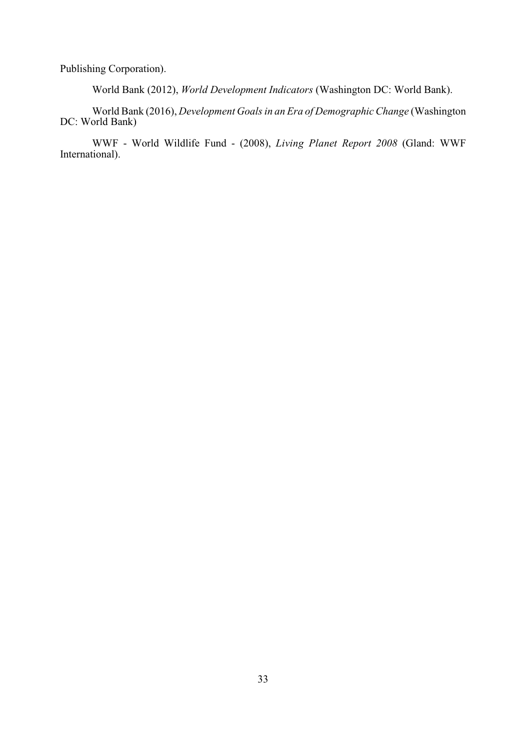Publishing Corporation).

World Bank (2012), *World Development Indicators* (Washington DC: World Bank).

World Bank (2016), *Development Goals in an Era of Demographic Change* (Washington DC: World Bank)

WWF - World Wildlife Fund - (2008), *Living Planet Report 2008* (Gland: WWF International).